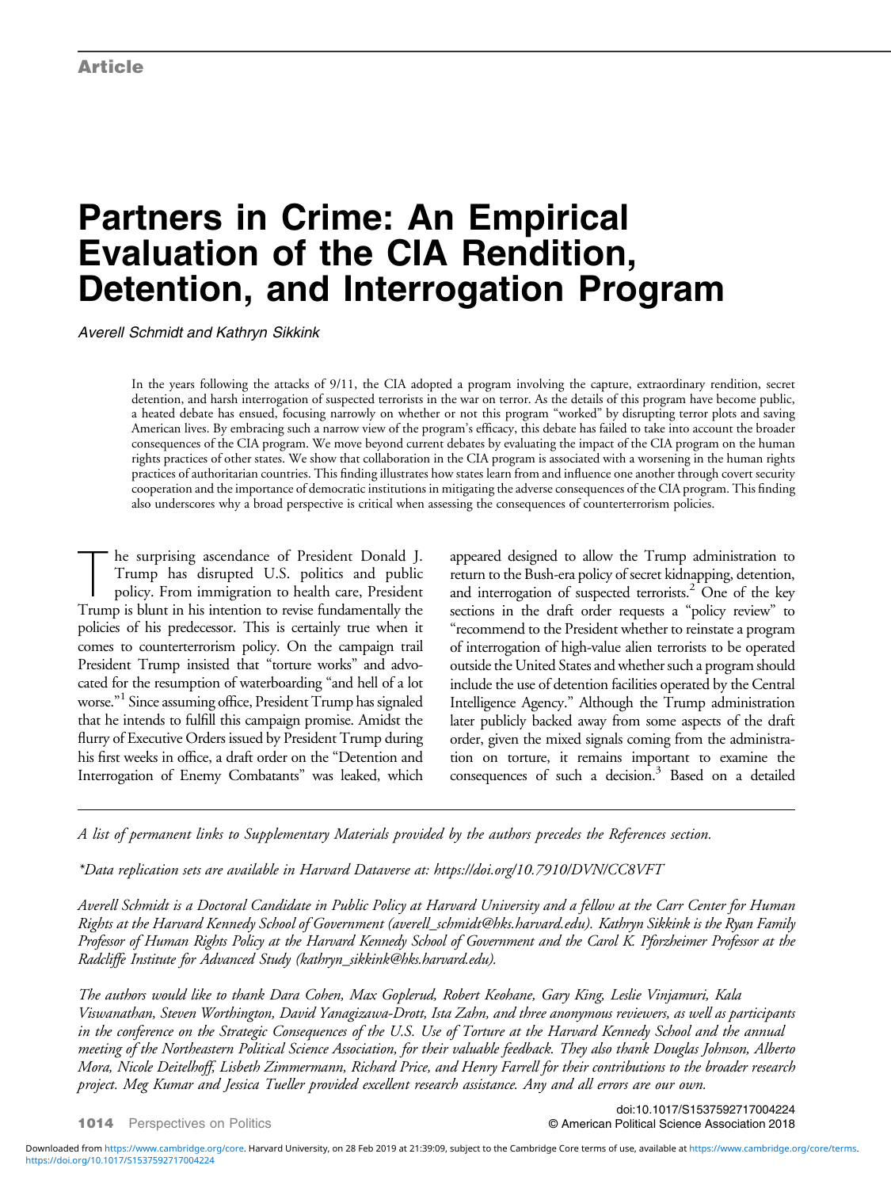Article

# Partners in Crime: An Empirical Evaluation of the CIA Rendition, Detention, and Interrogation Program

*Averell Schmidt and Kathryn Sikkink*

In the years following the attacks of 9/11, the CIA adopted a program involving the capture, extraordinary rendition, secret detention, and harsh interrogation of suspected terrorists in the war on terror. As the details of this program have become public, a heated debate has ensued, focusing narrowly on whether or not this program "worked" by disrupting terror plots and saving American lives. By embracing such a narrow view of the program's efficacy, this debate has failed to take into account the broader consequences of the CIA program. We move beyond current debates by evaluating the impact of the CIA program on the human rights practices of other states. We show that collaboration in the CIA program is associated with a worsening in the human rights practices of authoritarian countries. This finding illustrates how states learn from and influence one another through covert security cooperation and the importance of democratic institutions in mitigating the adverse consequences of the CIA program. This finding also underscores why a broad perspective is critical when assessing the consequences of counterterrorism policies.

The surprising ascendance of President Donald J. Trump has disrupted U.S. politics and public policy. From immigration to health care, President Trump is blunt in his intention to revise fundamentally the policies of his predecessor. This is certainly true when it comes to counterterrorism policy. On the campaign trail President Trump insisted that "torture works" and advocated for the resumption of waterboarding "and hell of a lot worse."[1] Since assuming office, President Trump has signaled that he intends to fulfill this campaign promise. Amidst the flurry of Executive Orders issued by President Trump during his first weeks in office, a draft order on the "Detention and Interrogation of Enemy Combatants" was leaked, which appeared designed to allow the Trump administration to return to the Bush-era policy of secret kidnapping, detention, and interrogation of suspected terrorists.[2] One of the key sections in the draft order requests a "policy review" to "recommend to the President whether to reinstate a program of interrogation of high-value alien terrorists to be operated outside the United States and whether such a program should include the use of detention facilities operated by the Central Intelligence Agency." Although the Trump administration later publicly backed away from some aspects of the draft order, given the mixed signals coming from the administration on torture, it remains important to examine the consequences of such a decision.[3] Based on a detailed

*A list of permanent links to Supplementary Materials provided by the authors precedes the References section.*

*\*Data replication sets are available in Harvard Dataverse at: https://doi.org/10.7910/DVN/CC8VFT*

*Averell Schmidt is a Doctoral Candidate in Public Policy at Harvard University and a fellow at the Carr Center for Human Rights at the Harvard Kennedy School of Government (averell_schmidt@hks.harvard.edu). Kathryn Sikkink is the Ryan Family Professor of Human Rights Policy at the Harvard Kennedy School of Government and the Carol K. Pforzheimer Professor at the Radcliffe Institute for Advanced Study (kathryn_sikkink@hks.harvard.edu).*

*The authors would like to thank Dara Cohen, Max Goplerud, Robert Keohane, Gary King, Leslie Vinjamuri, Kala Viswanathan, Steven Worthington, David Yanagizawa-Drott, Ista Zahn, and three anonymous reviewers, as well as participants in the conference on the Strategic Consequences of the U.S. Use of Torture at the Harvard Kennedy School and the annual meeting of the Northeastern Political Science Association, for their valuable feedback. They also thank Douglas Johnson, Alberto Mora, Nicole Deitelhoff, Lisbeth Zimmermann, Richard Price, and Henry Farrell for their contributions to the broader research project. Meg Kumar and Jessica Tueller provided excellent research assistance. Any and all errors are our own.*

doi:10.1017/S1537592717004224

© American Political Science Association 2018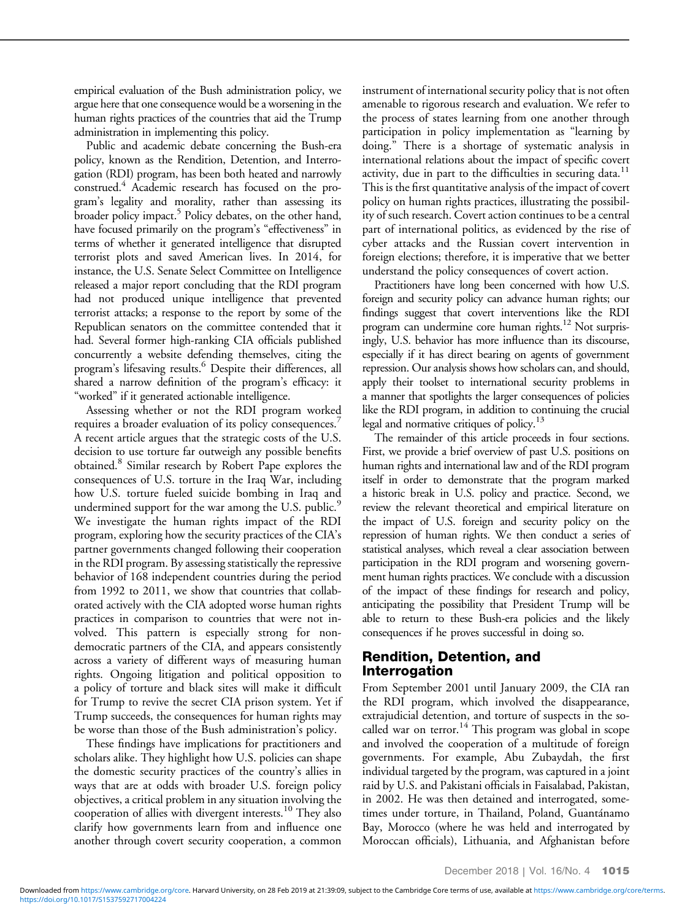empirical evaluation of the Bush administration policy, we argue here that one consequence would be a worsening in the human rights practices of the countries that aid the Trump administration in implementing this policy.

Public and academic debate concerning the Bush-era policy, known as the Rendition, Detention, and Interrogation (RDI) program, has been both heated and narrowly construed.[4] Academic research has focused on the program's legality and morality, rather than assessing its broader policy impact.[5] Policy debates, on the other hand, have focused primarily on the program's "effectiveness" in terms of whether it generated intelligence that disrupted terrorist plots and saved American lives. In 2014, for instance, the U.S. Senate Select Committee on Intelligence released a major report concluding that the RDI program had not produced unique intelligence that prevented terrorist attacks; a response to the report by some of the Republican senators on the committee contended that it had. Several former high-ranking CIA officials published concurrently a website defending themselves, citing the program's lifesaving results.[6] Despite their differences, all shared a narrow definition of the program's efficacy: it "worked" if it generated actionable intelligence.

Assessing whether or not the RDI program worked requires a broader evaluation of its policy consequences.[7] A recent article argues that the strategic costs of the U.S. decision to use torture far outweigh any possible benefits obtained.[8] Similar research by Robert Pape explores the consequences of U.S. torture in the Iraq War, including how U.S. torture fueled suicide bombing in Iraq and undermined support for the war among the U.S. public.[9] We investigate the human rights impact of the RDI program, exploring how the security practices of the CIA's partner governments changed following their cooperation in the RDI program. By assessing statistically the repressive behavior of 168 independent countries during the period from 1992 to 2011, we show that countries that collaborated actively with the CIA adopted worse human rights practices in comparison to countries that were not involved. This pattern is especially strong for nondemocratic partners of the CIA, and appears consistently across a variety of different ways of measuring human rights. Ongoing litigation and political opposition to a policy of torture and black sites will make it difficult for Trump to revive the secret CIA prison system. Yet if Trump succeeds, the consequences for human rights may be worse than those of the Bush administration's policy.

These findings have implications for practitioners and scholars alike. They highlight how U.S. policies can shape the domestic security practices of the country's allies in ways that are at odds with broader U.S. foreign policy objectives, a critical problem in any situation involving the cooperation of allies with divergent interests.[10] They also clarify how governments learn from and influence one another through covert security cooperation, a common instrument of international security policy that is not often amenable to rigorous research and evaluation. We refer to the process of states learning from one another through participation in policy implementation as "learning by doing." There is a shortage of systematic analysis in international relations about the impact of specific covert activity, due in part to the difficulties in securing data.[11] This is the first quantitative analysis of the impact of covert policy on human rights practices, illustrating the possibility of such research. Covert action continues to be a central part of international politics, as evidenced by the rise of cyber attacks and the Russian covert intervention in foreign elections; therefore, it is imperative that we better understand the policy consequences of covert action.

Practitioners have long been concerned with how U.S. foreign and security policy can advance human rights; our findings suggest that covert interventions like the RDI program can undermine core human rights.[12] Not surprisingly, U.S. behavior has more influence than its discourse, especially if it has direct bearing on agents of government repression. Our analysis shows how scholars can, and should, apply their toolset to international security problems in a manner that spotlights the larger consequences of policies like the RDI program, in addition to continuing the crucial legal and normative critiques of policy.[13]

The remainder of this article proceeds in four sections. First, we provide a brief overview of past U.S. positions on human rights and international law and of the RDI program itself in order to demonstrate that the program marked a historic break in U.S. policy and practice. Second, we review the relevant theoretical and empirical literature on the impact of U.S. foreign and security policy on the repression of human rights. We then conduct a series of statistical analyses, which reveal a clear association between participation in the RDI program and worsening government human rights practices. We conclude with a discussion of the impact of these findings for research and policy, anticipating the possibility that President Trump will be able to return to these Bush-era policies and the likely consequences if he proves successful in doing so.

## Rendition, Detention, and Interrogation

From September 2001 until January 2009, the CIA ran the RDI program, which involved the disappearance, extrajudicial detention, and torture of suspects in the so-called war on terror.[14] This program was global in scope and involved the cooperation of a multitude of foreign governments. For example, Abu Zubaydah, the first individual targeted by the program, was captured in a joint raid by U.S. and Pakistani officials in Faisalabad, Pakistan, in 2002. He was then detained and interrogated, sometimes under torture, in Thailand, Poland, Guantánamo Bay, Morocco (where he was held and interrogated by Moroccan officials), Lithuania, and Afghanistan before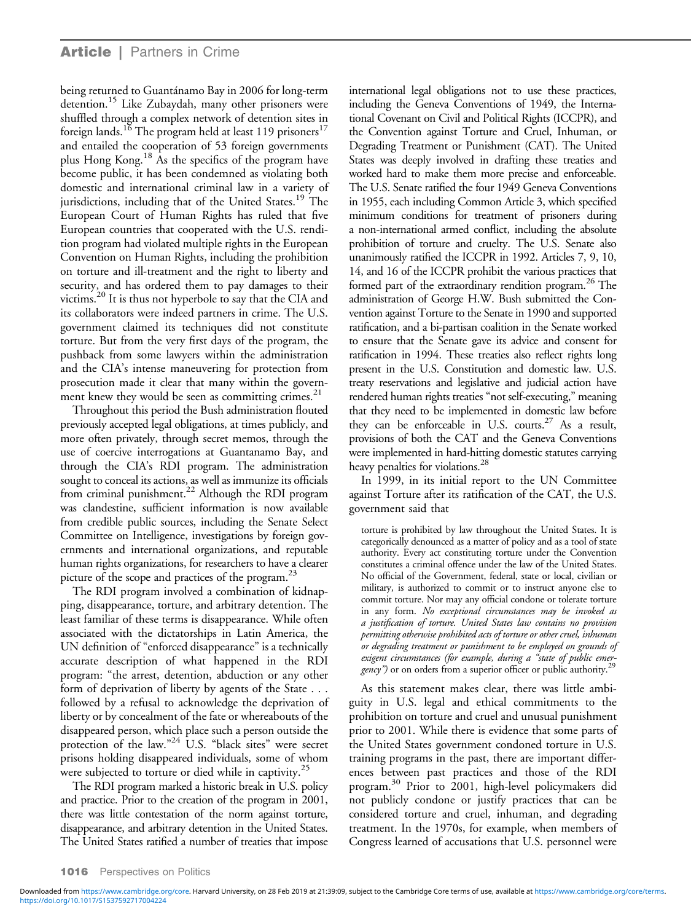being returned to Guantánamo Bay in 2006 for long-term detention.[15] Like Zubaydah, many other prisoners were shuffled through a complex network of detention sites in foreign lands.[16] The program held at least 119 prisoners[17] and entailed the cooperation of 53 foreign governments plus Hong Kong.[18] As the specifics of the program have become public, it has been condemned as violating both domestic and international criminal law in a variety of jurisdictions, including that of the United States.[19] The European Court of Human Rights has ruled that five European countries that cooperated with the U.S. rendition program had violated multiple rights in the European Convention on Human Rights, including the prohibition on torture and ill-treatment and the right to liberty and security, and has ordered them to pay damages to their victims.[20] It is thus not hyperbole to say that the CIA and its collaborators were indeed partners in crime. The U.S. government claimed its techniques did not constitute torture. But from the very first days of the program, the pushback from some lawyers within the administration and the CIA's intense maneuvering for protection from prosecution made it clear that many within the government knew they would be seen as committing crimes.[21]

Throughout this period the Bush administration flouted previously accepted legal obligations, at times publicly, and more often privately, through secret memos, through the use of coercive interrogations at Guantanamo Bay, and through the CIA's RDI program. The administration sought to conceal its actions, as well as immunize its officials from criminal punishment.[22] Although the RDI program was clandestine, sufficient information is now available from credible public sources, including the Senate Select Committee on Intelligence, investigations by foreign governments and international organizations, and reputable human rights organizations, for researchers to have a clearer picture of the scope and practices of the program.[23]

The RDI program involved a combination of kidnapping, disappearance, torture, and arbitrary detention. The least familiar of these terms is disappearance. While often associated with the dictatorships in Latin America, the UN definition of "enforced disappearance" is a technically accurate description of what happened in the RDI program: "the arrest, detention, abduction or any other form of deprivation of liberty by agents of the State . . . followed by a refusal to acknowledge the deprivation of liberty or by concealment of the fate or whereabouts of the disappeared person, which place such a person outside the protection of the law."[24] U.S. "black sites" were secret prisons holding disappeared individuals, some of whom were subjected to torture or died while in captivity.[25]

The RDI program marked a historic break in U.S. policy and practice. Prior to the creation of the program in 2001, there was little contestation of the norm against torture, disappearance, and arbitrary detention in the United States. The United States ratified a number of treaties that impose international legal obligations not to use these practices, including the Geneva Conventions of 1949, the International Covenant on Civil and Political Rights (ICCPR), and the Convention against Torture and Cruel, Inhuman, or Degrading Treatment or Punishment (CAT). The United States was deeply involved in drafting these treaties and worked hard to make them more precise and enforceable. The U.S. Senate ratified the four 1949 Geneva Conventions in 1955, each including Common Article 3, which specified minimum conditions for treatment of prisoners during a non-international armed conflict, including the absolute prohibition of torture and cruelty. The U.S. Senate also unanimously ratified the ICCPR in 1992. Articles 7, 9, 10, 14, and 16 of the ICCPR prohibit the various practices that formed part of the extraordinary rendition program.[26] The administration of George H.W. Bush submitted the Convention against Torture to the Senate in 1990 and supported ratification, and a bi-partisan coalition in the Senate worked to ensure that the Senate gave its advice and consent for ratification in 1994. These treaties also reflect rights long present in the U.S. Constitution and domestic law. U.S. treaty reservations and legislative and judicial action have rendered human rights treaties "not self-executing," meaning that they need to be implemented in domestic law before they can be enforceable in U.S. courts.[27] As a result, provisions of both the CAT and the Geneva Conventions were implemented in hard-hitting domestic statutes carrying heavy penalties for violations.[28]

In 1999, in its initial report to the UN Committee against Torture after its ratification of the CAT, the U.S. government said that

> torture is prohibited by law throughout the United States. It is categorically denounced as a matter of policy and as a tool of state authority. Every act constituting torture under the Convention constitutes a criminal offence under the law of the United States. No official of the Government, federal, state or local, civilian or military, is authorized to commit or to instruct anyone else to commit torture. Nor may any official condone or tolerate torture in any form. *No exceptional circumstances may be invoked as a justification of torture. United States law contains no provision permitting otherwise prohibited acts of torture or other cruel, inhuman or degrading treatment or punishment to be employed on grounds of exigent circumstances (for example, during a "state of public emergency")* or on orders from a superior officer or public authority.[29]

As this statement makes clear, there was little ambiguity in U.S. legal and ethical commitments to the prohibition on torture and cruel and unusual punishment prior to 2001. While there is evidence that some parts of the United States government condoned torture in U.S. training programs in the past, there are important differences between past practices and those of the RDI program.[30] Prior to 2001, high-level policymakers did not publicly condone or justify practices that can be considered torture and cruel, inhuman, and degrading treatment. In the 1970s, for example, when members of Congress learned of accusations that U.S. personnel were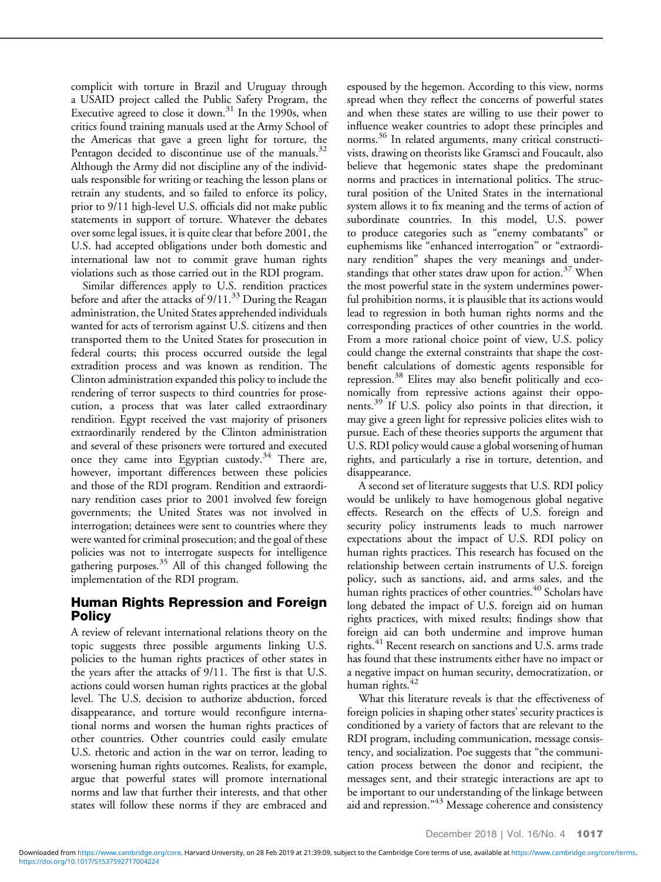complicit with torture in Brazil and Uruguay through a USAID project called the Public Safety Program, the Executive agreed to close it down.[31] In the 1990s, when critics found training manuals used at the Army School of the Americas that gave a green light for torture, the Pentagon decided to discontinue use of the manuals.[32] Although the Army did not discipline any of the individuals responsible for writing or teaching the lesson plans or retrain any students, and so failed to enforce its policy, prior to 9/11 high-level U.S. officials did not make public statements in support of torture. Whatever the debates over some legal issues, it is quite clear that before 2001, the U.S. had accepted obligations under both domestic and international law not to commit grave human rights violations such as those carried out in the RDI program.

Similar differences apply to U.S. rendition practices before and after the attacks of 9/11.[33] During the Reagan administration, the United States apprehended individuals wanted for acts of terrorism against U.S. citizens and then transported them to the United States for prosecution in federal courts; this process occurred outside the legal extradition process and was known as rendition. The Clinton administration expanded this policy to include the rendering of terror suspects to third countries for prosecution, a process that was later called extraordinary rendition. Egypt received the vast majority of prisoners extraordinarily rendered by the Clinton administration and several of these prisoners were tortured and executed once they came into Egyptian custody.[34] There are, however, important differences between these policies and those of the RDI program. Rendition and extraordinary rendition cases prior to 2001 involved few foreign governments; the United States was not involved in interrogation; detainees were sent to countries where they were wanted for criminal prosecution; and the goal of these policies was not to interrogate suspects for intelligence gathering purposes.[35] All of this changed following the implementation of the RDI program.

## Human Rights Repression and Foreign Policy

A review of relevant international relations theory on the topic suggests three possible arguments linking U.S. policies to the human rights practices of other states in the years after the attacks of 9/11. The first is that U.S. actions could worsen human rights practices at the global level. The U.S. decision to authorize abduction, forced disappearance, and torture would reconfigure international norms and worsen the human rights practices of other countries. Other countries could easily emulate U.S. rhetoric and action in the war on terror, leading to worsening human rights outcomes. Realists, for example, argue that powerful states will promote international norms and law that further their interests, and that other states will follow these norms if they are embraced and espoused by the hegemon. According to this view, norms spread when they reflect the concerns of powerful states and when these states are willing to use their power to influence weaker countries to adopt these principles and norms.[36] In related arguments, many critical constructivists, drawing on theorists like Gramsci and Foucault, also believe that hegemonic states shape the predominant norms and practices in international politics. The structural position of the United States in the international system allows it to fix meaning and the terms of action of subordinate countries. In this model, U.S. power to produce categories such as "enemy combatants" or euphemisms like "enhanced interrogation" or "extraordinary rendition" shapes the very meanings and understandings that other states draw upon for action.[37] When the most powerful state in the system undermines powerful prohibition norms, it is plausible that its actions would lead to regression in both human rights norms and the corresponding practices of other countries in the world. From a more rational choice point of view, U.S. policy could change the external constraints that shape the cost-benefit calculations of domestic agents responsible for repression.[38] Elites may also benefit politically and economically from repressive actions against their opponents.[39] If U.S. policy also points in that direction, it may give a green light for repressive policies elites wish to pursue. Each of these theories supports the argument that U.S. RDI policy would cause a global worsening of human rights, and particularly a rise in torture, detention, and disappearance.

A second set of literature suggests that U.S. RDI policy would be unlikely to have homogenous global negative effects. Research on the effects of U.S. foreign and security policy instruments leads to much narrower expectations about the impact of U.S. RDI policy on human rights practices. This research has focused on the relationship between certain instruments of U.S. foreign policy, such as sanctions, aid, and arms sales, and the human rights practices of other countries.[40] Scholars have long debated the impact of U.S. foreign aid on human rights practices, with mixed results; findings show that foreign aid can both undermine and improve human rights.[41] Recent research on sanctions and U.S. arms trade has found that these instruments either have no impact or a negative impact on human security, democratization, or human rights.[42]

What this literature reveals is that the effectiveness of foreign policies in shaping other states' security practices is conditioned by a variety of factors that are relevant to the RDI program, including communication, message consistency, and socialization. Poe suggests that "the communication process between the donor and recipient, the messages sent, and their strategic interactions are apt to be important to our understanding of the linkage between aid and repression."[43] Message coherence and consistency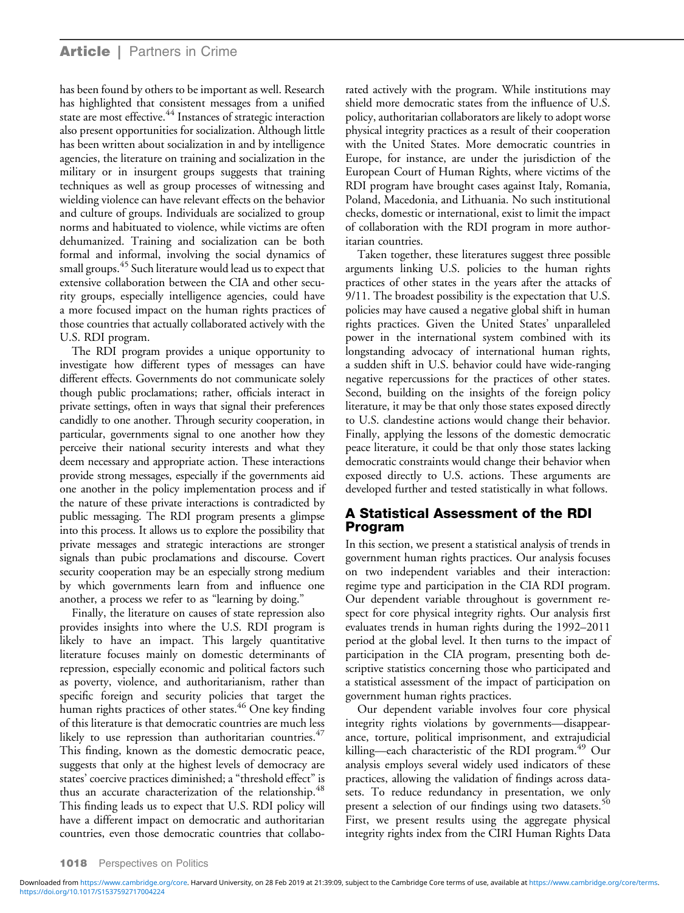has been found by others to be important as well. Research has highlighted that consistent messages from a unified state are most effective.[44] Instances of strategic interaction also present opportunities for socialization. Although little has been written about socialization in and by intelligence agencies, the literature on training and socialization in the military or in insurgent groups suggests that training techniques as well as group processes of witnessing and wielding violence can have relevant effects on the behavior and culture of groups. Individuals are socialized to group norms and habituated to violence, while victims are often dehumanized. Training and socialization can be both formal and informal, involving the social dynamics of small groups.[45] Such literature would lead us to expect that extensive collaboration between the CIA and other security groups, especially intelligence agencies, could have a more focused impact on the human rights practices of those countries that actually collaborated actively with the U.S. RDI program.

The RDI program provides a unique opportunity to investigate how different types of messages can have different effects. Governments do not communicate solely though public proclamations; rather, officials interact in private settings, often in ways that signal their preferences candidly to one another. Through security cooperation, in particular, governments signal to one another how they perceive their national security interests and what they deem necessary and appropriate action. These interactions provide strong messages, especially if the governments aid one another in the policy implementation process and if the nature of these private interactions is contradicted by public messaging. The RDI program presents a glimpse into this process. It allows us to explore the possibility that private messages and strategic interactions are stronger signals than pubic proclamations and discourse. Covert security cooperation may be an especially strong medium by which governments learn from and influence one another, a process we refer to as "learning by doing."

Finally, the literature on causes of state repression also provides insights into where the U.S. RDI program is likely to have an impact. This largely quantitative literature focuses mainly on domestic determinants of repression, especially economic and political factors such as poverty, violence, and authoritarianism, rather than specific foreign and security policies that target the human rights practices of other states.[46] One key finding of this literature is that democratic countries are much less likely to use repression than authoritarian countries.[47] This finding, known as the domestic democratic peace, suggests that only at the highest levels of democracy are states' coercive practices diminished; a "threshold effect" is thus an accurate characterization of the relationship.[48] This finding leads us to expect that U.S. RDI policy will have a different impact on democratic and authoritarian countries, even those democratic countries that collaborated actively with the program. While institutions may shield more democratic states from the influence of U.S. policy, authoritarian collaborators are likely to adopt worse physical integrity practices as a result of their cooperation with the United States. More democratic countries in Europe, for instance, are under the jurisdiction of the European Court of Human Rights, where victims of the RDI program have brought cases against Italy, Romania, Poland, Macedonia, and Lithuania. No such institutional checks, domestic or international, exist to limit the impact of collaboration with the RDI program in more authoritarian countries.

Taken together, these literatures suggest three possible arguments linking U.S. policies to the human rights practices of other states in the years after the attacks of 9/11. The broadest possibility is the expectation that U.S. policies may have caused a negative global shift in human rights practices. Given the United States' unparalleled power in the international system combined with its longstanding advocacy of international human rights, a sudden shift in U.S. behavior could have wide-ranging negative repercussions for the practices of other states. Second, building on the insights of the foreign policy literature, it may be that only those states exposed directly to U.S. clandestine actions would change their behavior. Finally, applying the lessons of the domestic democratic peace literature, it could be that only those states lacking democratic constraints would change their behavior when exposed directly to U.S. actions. These arguments are developed further and tested statistically in what follows.

## A Statistical Assessment of the RDI Program

In this section, we present a statistical analysis of trends in government human rights practices. Our analysis focuses on two independent variables and their interaction: regime type and participation in the CIA RDI program. Our dependent variable throughout is government respect for core physical integrity rights. Our analysis first evaluates trends in human rights during the 1992–2011 period at the global level. It then turns to the impact of participation in the CIA program, presenting both descriptive statistics concerning those who participated and a statistical assessment of the impact of participation on government human rights practices.

Our dependent variable involves four core physical integrity rights violations by governments—disappearance, torture, political imprisonment, and extrajudicial killing—each characteristic of the RDI program.[49] Our analysis employs several widely used indicators of these practices, allowing the validation of findings across datasets. To reduce redundancy in presentation, we only present a selection of our findings using two datasets.[50] First, we present results using the aggregate physical integrity rights index from the CIRI Human Rights Data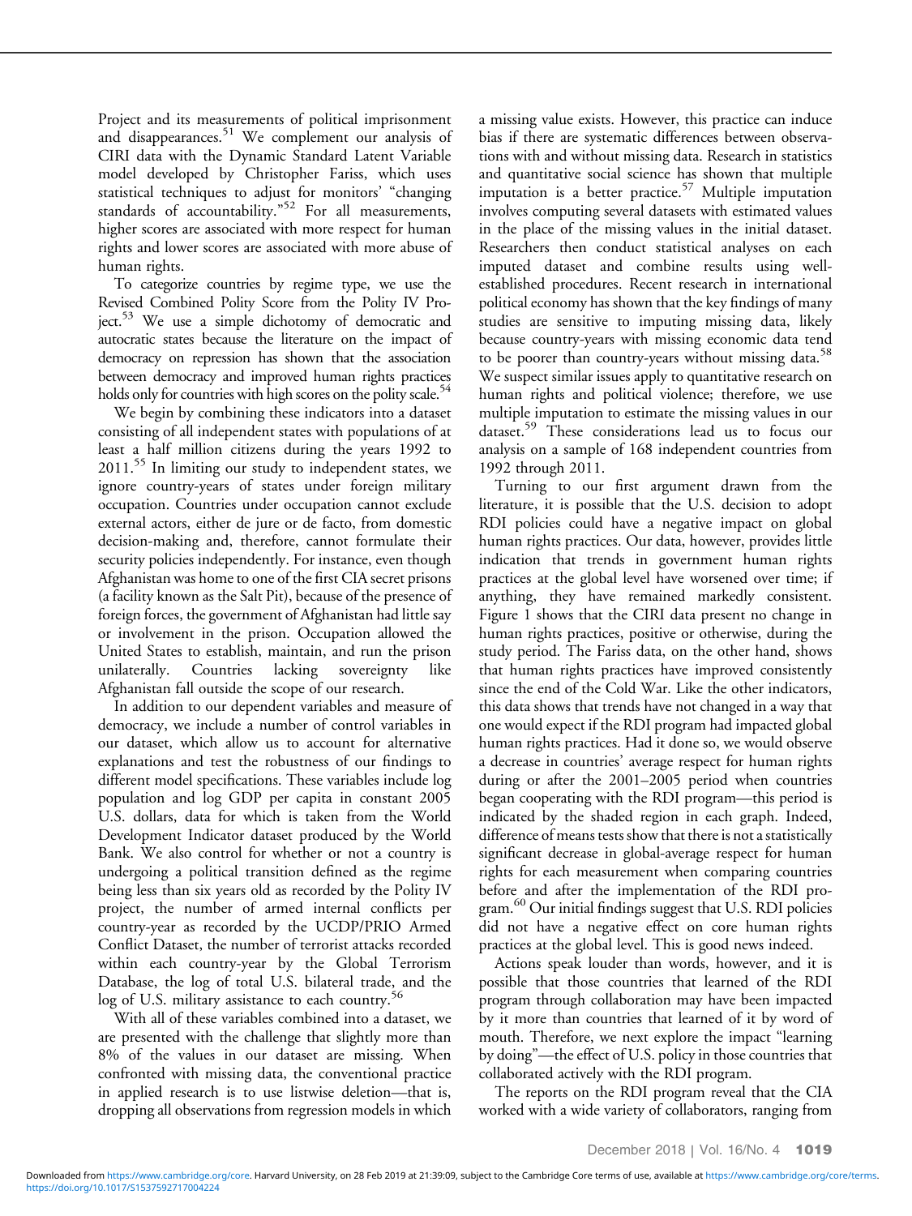Project and its measurements of political imprisonment and disappearances.[51] We complement our analysis of CIRI data with the Dynamic Standard Latent Variable model developed by Christopher Fariss, which uses statistical techniques to adjust for monitors' "changing standards of accountability."[52] For all measurements, higher scores are associated with more respect for human rights and lower scores are associated with more abuse of human rights.

To categorize countries by regime type, we use the Revised Combined Polity Score from the Polity IV Project.[53] We use a simple dichotomy of democratic and autocratic states because the literature on the impact of democracy on repression has shown that the association between democracy and improved human rights practices holds only for countries with high scores on the polity scale.[54]

We begin by combining these indicators into a dataset consisting of all independent states with populations of at least a half million citizens during the years 1992 to 2011.[55] In limiting our study to independent states, we ignore country-years of states under foreign military occupation. Countries under occupation cannot exclude external actors, either de jure or de facto, from domestic decision-making and, therefore, cannot formulate their security policies independently. For instance, even though Afghanistan was home to one of the first CIA secret prisons (a facility known as the Salt Pit), because of the presence of foreign forces, the government of Afghanistan had little say or involvement in the prison. Occupation allowed the United States to establish, maintain, and run the prison unilaterally. Countries lacking sovereignty like Afghanistan fall outside the scope of our research.

In addition to our dependent variables and measure of democracy, we include a number of control variables in our dataset, which allow us to account for alternative explanations and test the robustness of our findings to different model specifications. These variables include log population and log GDP per capita in constant 2005 U.S. dollars, data for which is taken from the World Development Indicator dataset produced by the World Bank. We also control for whether or not a country is undergoing a political transition defined as the regime being less than six years old as recorded by the Polity IV project, the number of armed internal conflicts per country-year as recorded by the UCDP/PRIO Armed Conflict Dataset, the number of terrorist attacks recorded within each country-year by the Global Terrorism Database, the log of total U.S. bilateral trade, and the log of U.S. military assistance to each country.[56]

With all of these variables combined into a dataset, we are presented with the challenge that slightly more than 8% of the values in our dataset are missing. When confronted with missing data, the conventional practice in applied research is to use listwise deletion—that is, dropping all observations from regression models in which a missing value exists. However, this practice can induce bias if there are systematic differences between observations with and without missing data. Research in statistics and quantitative social science has shown that multiple imputation is a better practice.[57] Multiple imputation involves computing several datasets with estimated values in the place of the missing values in the initial dataset. Researchers then conduct statistical analyses on each imputed dataset and combine results using well-established procedures. Recent research in international political economy has shown that the key findings of many studies are sensitive to imputing missing data, likely because country-years with missing economic data tend to be poorer than country-years without missing data.[58] We suspect similar issues apply to quantitative research on human rights and political violence; therefore, we use multiple imputation to estimate the missing values in our dataset.[59] These considerations lead us to focus our analysis on a sample of 168 independent countries from 1992 through 2011.

Turning to our first argument drawn from the literature, it is possible that the U.S. decision to adopt RDI policies could have a negative impact on global human rights practices. Our data, however, provides little indication that trends in government human rights practices at the global level have worsened over time; if anything, they have remained markedly consistent. Figure 1 shows that the CIRI data present no change in human rights practices, positive or otherwise, during the study period. The Fariss data, on the other hand, shows that human rights practices have improved consistently since the end of the Cold War. Like the other indicators, this data shows that trends have not changed in a way that one would expect if the RDI program had impacted global human rights practices. Had it done so, we would observe a decrease in countries' average respect for human rights during or after the 2001–2005 period when countries began cooperating with the RDI program—this period is indicated by the shaded region in each graph. Indeed, difference of means tests show that there is not a statistically significant decrease in global-average respect for human rights for each measurement when comparing countries before and after the implementation of the RDI program.[60] Our initial findings suggest that U.S. RDI policies did not have a negative effect on core human rights practices at the global level. This is good news indeed.

Actions speak louder than words, however, and it is possible that those countries that learned of the RDI program through collaboration may have been impacted by it more than countries that learned of it by word of mouth. Therefore, we next explore the impact "learning by doing"—the effect of U.S. policy in those countries that collaborated actively with the RDI program.

The reports on the RDI program reveal that the CIA worked with a wide variety of collaborators, ranging from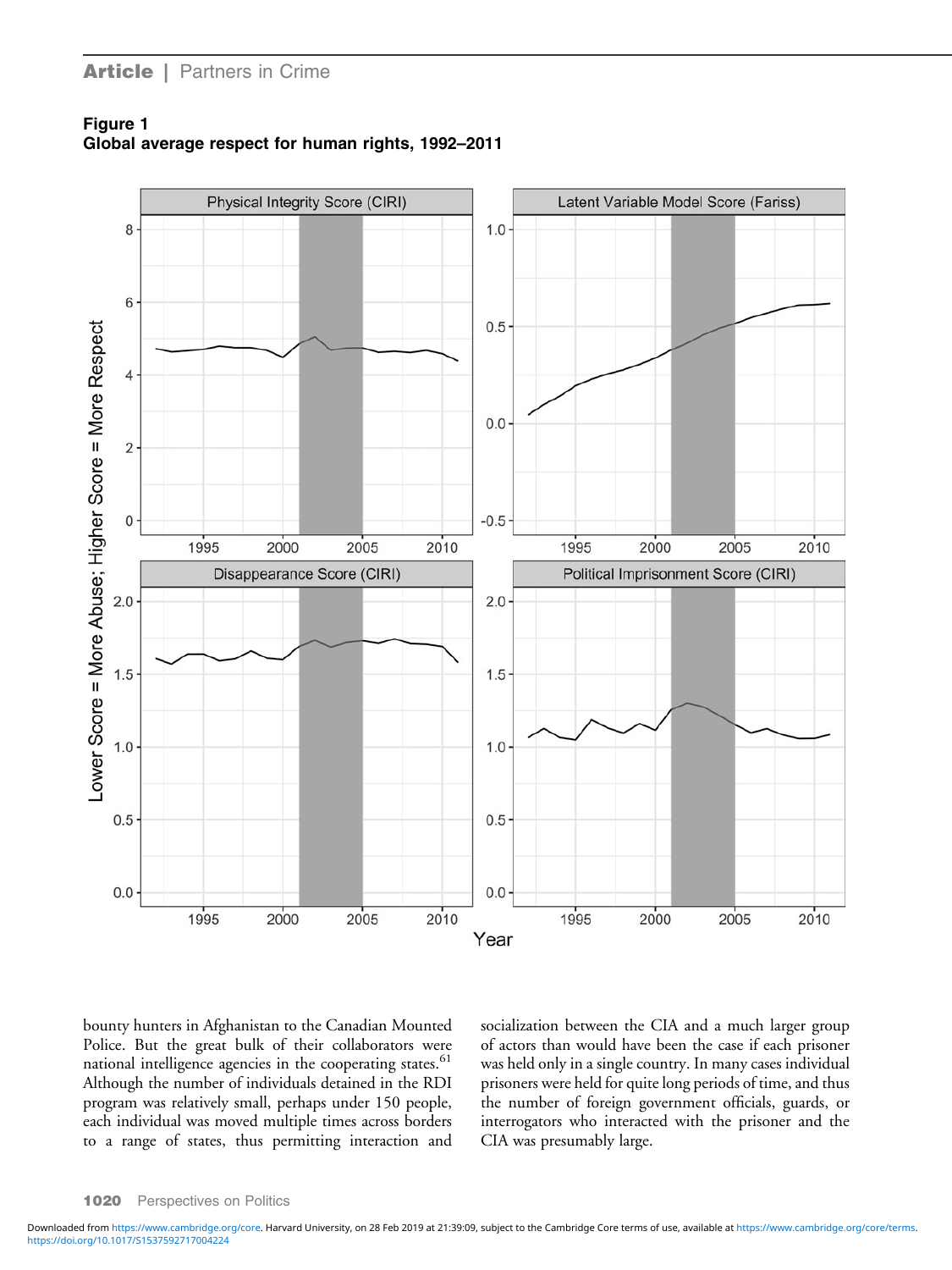**Figure 1**
**Global average respect for human rights, 1992–2011**

bounty hunters in Afghanistan to the Canadian Mounted Police. But the great bulk of their collaborators were national intelligence agencies in the cooperating states.[61] Although the number of individuals detained in the RDI program was relatively small, perhaps under 150 people, each individual was moved multiple times across borders to a range of states, thus permitting interaction and socialization between the CIA and a much larger group of actors than would have been the case if each prisoner was held only in a single country. In many cases individual prisoners were held for quite long periods of time, and thus the number of foreign government officials, guards, or interrogators who interacted with the prisoner and the CIA was presumably large.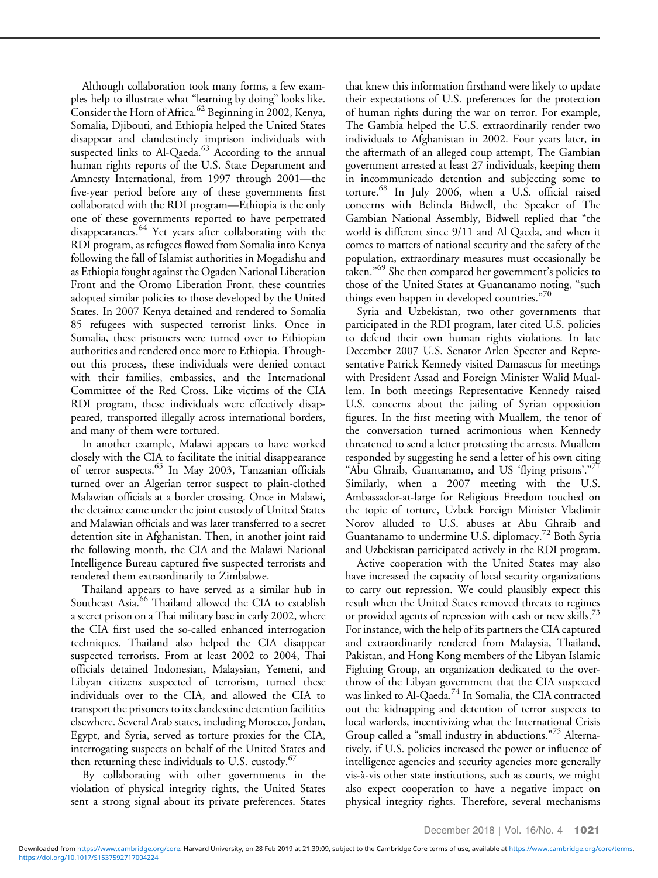Although collaboration took many forms, a few examples help to illustrate what "learning by doing" looks like. Consider the Horn of Africa.[62] Beginning in 2002, Kenya, Somalia, Djibouti, and Ethiopia helped the United States disappear and clandestinely imprison individuals with suspected links to Al-Qaeda.[63] According to the annual human rights reports of the U.S. State Department and Amnesty International, from 1997 through 2001—the five-year period before any of these governments first collaborated with the RDI program—Ethiopia is the only one of these governments reported to have perpetrated disappearances.[64] Yet years after collaborating with the RDI program, as refugees flowed from Somalia into Kenya following the fall of Islamist authorities in Mogadishu and as Ethiopia fought against the Ogaden National Liberation Front and the Oromo Liberation Front, these countries adopted similar policies to those developed by the United States. In 2007 Kenya detained and rendered to Somalia 85 refugees with suspected terrorist links. Once in Somalia, these prisoners were turned over to Ethiopian authorities and rendered once more to Ethiopia. Throughout this process, these individuals were denied contact with their families, embassies, and the International Committee of the Red Cross. Like victims of the CIA RDI program, these individuals were effectively disappeared, transported illegally across international borders, and many of them were tortured.

In another example, Malawi appears to have worked closely with the CIA to facilitate the initial disappearance of terror suspects.[65] In May 2003, Tanzanian officials turned over an Algerian terror suspect to plain-clothed Malawian officials at a border crossing. Once in Malawi, the detainee came under the joint custody of United States and Malawian officials and was later transferred to a secret detention site in Afghanistan. Then, in another joint raid the following month, the CIA and the Malawi National Intelligence Bureau captured five suspected terrorists and rendered them extraordinarily to Zimbabwe.

Thailand appears to have served as a similar hub in Southeast Asia.[66] Thailand allowed the CIA to establish a secret prison on a Thai military base in early 2002, where the CIA first used the so-called enhanced interrogation techniques. Thailand also helped the CIA disappear suspected terrorists. From at least 2002 to 2004, Thai officials detained Indonesian, Malaysian, Yemeni, and Libyan citizens suspected of terrorism, turned these individuals over to the CIA, and allowed the CIA to transport the prisoners to its clandestine detention facilities elsewhere. Several Arab states, including Morocco, Jordan, Egypt, and Syria, served as torture proxies for the CIA, interrogating suspects on behalf of the United States and then returning these individuals to U.S. custody.[67]

By collaborating with other governments in the violation of physical integrity rights, the United States sent a strong signal about its private preferences. States that knew this information firsthand were likely to update their expectations of U.S. preferences for the protection of human rights during the war on terror. For example, The Gambia helped the U.S. extraordinarily render two individuals to Afghanistan in 2002. Four years later, in the aftermath of an alleged coup attempt, The Gambian government arrested at least 27 individuals, keeping them in incommunicado detention and subjecting some to torture.[68] In July 2006, when a U.S. official raised concerns with Belinda Bidwell, the Speaker of The Gambian National Assembly, Bidwell replied that "the world is different since 9/11 and Al Qaeda, and when it comes to matters of national security and the safety of the population, extraordinary measures must occasionally be taken."[69] She then compared her government's policies to those of the United States at Guantanamo noting, "such things even happen in developed countries."[70]

Syria and Uzbekistan, two other governments that participated in the RDI program, later cited U.S. policies to defend their own human rights violations. In late December 2007 U.S. Senator Arlen Specter and Representative Patrick Kennedy visited Damascus for meetings with President Assad and Foreign Minister Walid Muallem. In both meetings Representative Kennedy raised U.S. concerns about the jailing of Syrian opposition figures. In the first meeting with Muallem, the tenor of the conversation turned acrimonious when Kennedy threatened to send a letter protesting the arrests. Muallem responded by suggesting he send a letter of his own citing "Abu Ghraib, Guantanamo, and US 'flying prisons'."[71] Similarly, when a 2007 meeting with the U.S. Ambassador-at-large for Religious Freedom touched on the topic of torture, Uzbek Foreign Minister Vladimir Norov alluded to U.S. abuses at Abu Ghraib and Guantanamo to undermine U.S. diplomacy.[72] Both Syria and Uzbekistan participated actively in the RDI program.

Active cooperation with the United States may also have increased the capacity of local security organizations to carry out repression. We could plausibly expect this result when the United States removed threats to regimes or provided agents of repression with cash or new skills.[73] For instance, with the help of its partners the CIA captured and extraordinarily rendered from Malaysia, Thailand, Pakistan, and Hong Kong members of the Libyan Islamic Fighting Group, an organization dedicated to the overthrow of the Libyan government that the CIA suspected was linked to Al-Qaeda.[74] In Somalia, the CIA contracted out the kidnapping and detention of terror suspects to local warlords, incentivizing what the International Crisis Group called a "small industry in abductions."[75] Alternatively, if U.S. policies increased the power or influence of intelligence agencies and security agencies more generally vis-à-vis other state institutions, such as courts, we might also expect cooperation to have a negative impact on physical integrity rights. Therefore, several mechanisms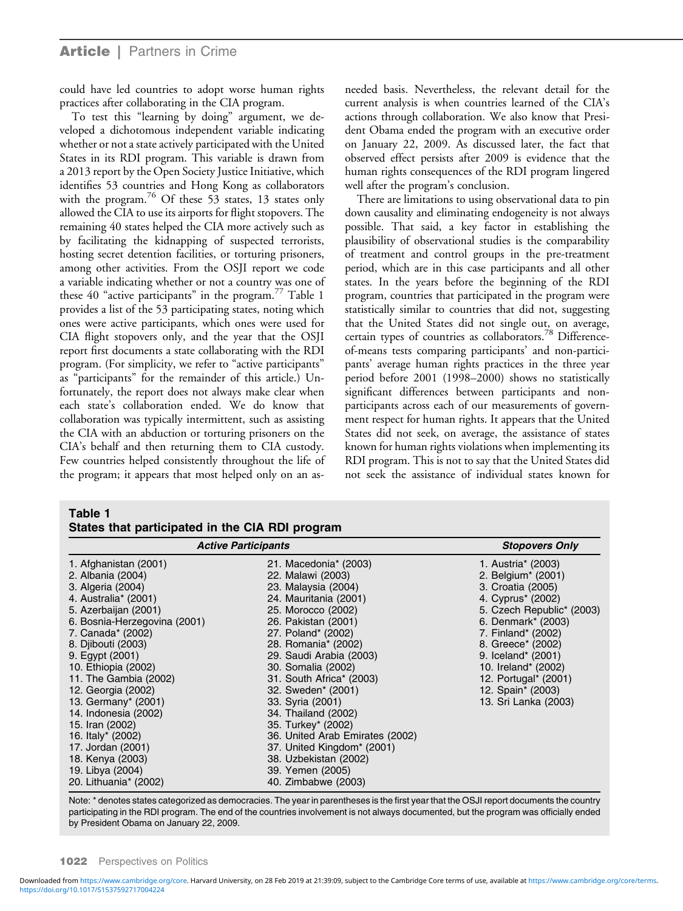could have led countries to adopt worse human rights practices after collaborating in the CIA program.

To test this "learning by doing" argument, we developed a dichotomous independent variable indicating whether or not a state actively participated with the United States in its RDI program. This variable is drawn from a 2013 report by the Open Society Justice Initiative, which identifies 53 countries and Hong Kong as collaborators with the program.[76] Of these 53 states, 13 states only allowed the CIA to use its airports for flight stopovers. The remaining 40 states helped the CIA more actively such as by facilitating the kidnapping of suspected terrorists, hosting secret detention facilities, or torturing prisoners, among other activities. From the OSJI report we code a variable indicating whether or not a country was one of these 40 "active participants" in the program.[77] Table 1 provides a list of the 53 participating states, noting which ones were active participants, which ones were used for CIA flight stopovers only, and the year that the OSJI report first documents a state collaborating with the RDI program. (For simplicity, we refer to "active participants" as "participants" for the remainder of this article.) Unfortunately, the report does not always make clear when each state's collaboration ended. We do know that collaboration was typically intermittent, such as assisting the CIA with an abduction or torturing prisoners on the CIA's behalf and then returning them to CIA custody. Few countries helped consistently throughout the life of the program; it appears that most helped only on an as-needed basis. Nevertheless, the relevant detail for the current analysis is when countries learned of the CIA's actions through collaboration. We also know that President Obama ended the program with an executive order on January 22, 2009. As discussed later, the fact that observed effect persists after 2009 is evidence that the human rights consequences of the RDI program lingered well after the program's conclusion.

There are limitations to using observational data to pin down causality and eliminating endogeneity is not always possible. That said, a key factor in establishing the plausibility of observational studies is the comparability of treatment and control groups in the pre-treatment period, which are in this case participants and all other states. In the years before the beginning of the RDI program, countries that participated in the program were statistically similar to countries that did not, suggesting that the United States did not single out, on average, certain types of countries as collaborators.[78] Difference-of-means tests comparing participants' and non-participants' average human rights practices in the three year period before 2001 (1998–2000) shows no statistically significant differences between participants and non-participants across each of our measurements of government respect for human rights. It appears that the United States did not seek, on average, the assistance of states known for human rights violations when implementing its RDI program. This is not to say that the United States did not seek the assistance of individual states known for

**Table 1**
**States that participated in the CIA RDI program**

| *Active Participants* | | *Stopovers Only* |
|---|---|---|
| 1. Afghanistan (2001) | 21. Macedonia* (2003) | 1. Austria* (2003) |
| 2. Albania (2004) | 22. Malawi (2003) | 2. Belgium* (2001) |
| 3. Algeria (2004) | 23. Malaysia (2004) | 3. Croatia (2005) |
| 4. Australia* (2001) | 24. Mauritania (2001) | 4. Cyprus* (2002) |
| 5. Azerbaijan (2001) | 25. Morocco (2002) | 5. Czech Republic* (2003) |
| 6. Bosnia-Herzegovina (2001) | 26. Pakistan (2001) | 6. Denmark* (2003) |
| 7. Canada* (2002) | 27. Poland* (2002) | 7. Finland* (2002) |
| 8. Djibouti (2003) | 28. Romania* (2002) | 8. Greece* (2002) |
| 9. Egypt (2001) | 29. Saudi Arabia (2003) | 9. Iceland* (2001) |
| 10. Ethiopia (2002) | 30. Somalia (2002) | 10. Ireland* (2002) |
| 11. The Gambia (2002) | 31. South Africa* (2003) | 11. Portugal* (2001) |
| 12. Georgia (2002) | 32. Sweden* (2001) | 12. Spain* (2003) |
| 13. Germany* (2001) | 33. Syria (2001) | 13. Sri Lanka (2003) |
| 14. Indonesia (2002) | 34. Thailand (2002) | |
| 15. Iran (2002) | 35. Turkey* (2002) | |
| 16. Italy* (2002) | 36. United Arab Emirates (2002) | |
| 17. Jordan (2001) | 37. United Kingdom* (2001) | |
| 18. Kenya (2003) | 38. Uzbekistan (2002) | |
| 19. Libya (2004) | 39. Yemen (2005) | |
| 20. Lithuania* (2002) | 40. Zimbabwe (2003) | |

Note: * denotes states categorized as democracies. The year in parentheses is the first year that the OSJI report documents the country participating in the RDI program. The end of the countries involvement is not always documented, but the program was officially ended by President Obama on January 22, 2009.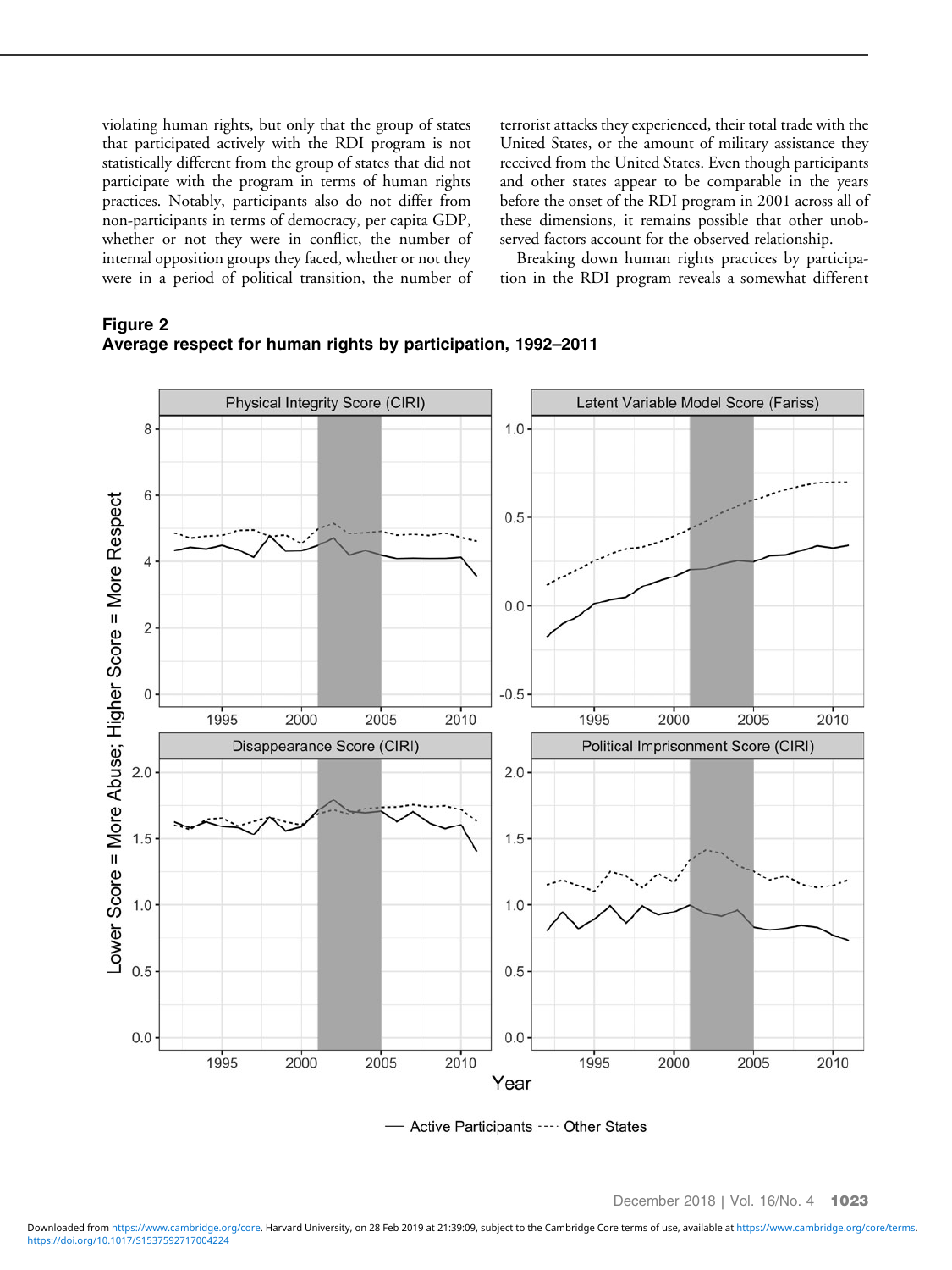violating human rights, but only that the group of states that participated actively with the RDI program is not statistically different from the group of states that did not participate with the program in terms of human rights practices. Notably, participants also do not differ from non-participants in terms of democracy, per capita GDP, whether or not they were in conflict, the number of internal opposition groups they faced, whether or not they were in a period of political transition, the number of terrorist attacks they experienced, their total trade with the United States, or the amount of military assistance they received from the United States. Even though participants and other states appear to be comparable in the years before the onset of the RDI program in 2001 across all of these dimensions, it remains possible that other unobserved factors account for the observed relationship.

Breaking down human rights practices by participation in the RDI program reveals a somewhat different

**Figure 2**
**Average respect for human rights by participation, 1992–2011**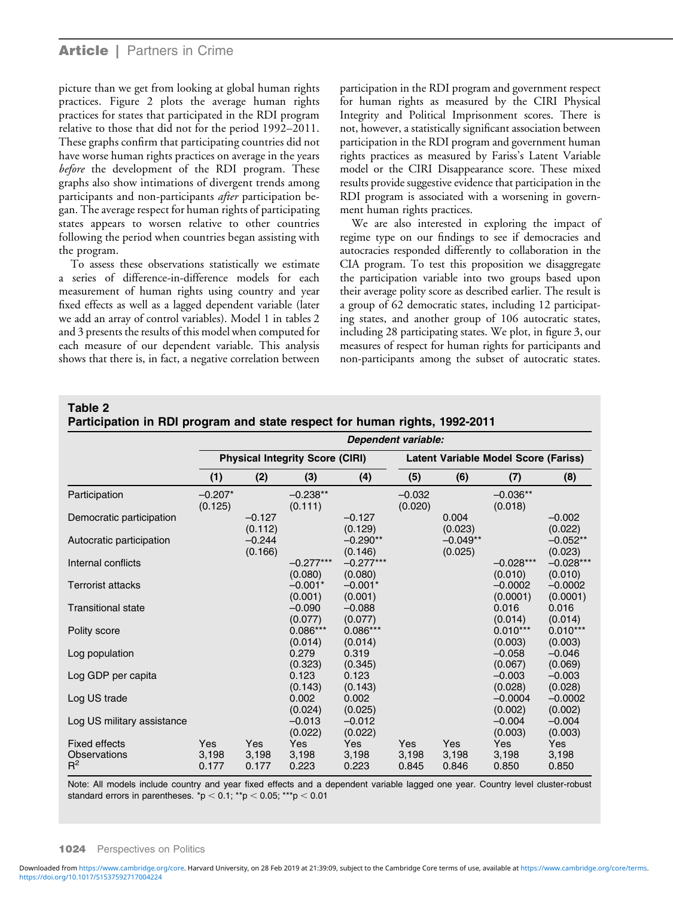picture than we get from looking at global human rights practices. Figure 2 plots the average human rights practices for states that participated in the RDI program relative to those that did not for the period 1992–2011. These graphs confirm that participating countries did not have worse human rights practices on average in the years *before* the development of the RDI program. These graphs also show intimations of divergent trends among participants and non-participants *after* participation began. The average respect for human rights of participating states appears to worsen relative to other countries following the period when countries began assisting with the program.

To assess these observations statistically we estimate a series of difference-in-difference models for each measurement of human rights using country and year fixed effects as well as a lagged dependent variable (later we add an array of control variables). Model 1 in tables 2 and 3 presents the results of this model when computed for each measure of our dependent variable. This analysis shows that there is, in fact, a negative correlation between participation in the RDI program and government respect for human rights as measured by the CIRI Physical Integrity and Political Imprisonment scores. There is not, however, a statistically significant association between participation in the RDI program and government human rights practices as measured by Fariss's Latent Variable model or the CIRI Disappearance score. These mixed results provide suggestive evidence that participation in the RDI program is associated with a worsening in government human rights practices.

We are also interested in exploring the impact of regime type on our findings to see if democracies and autocracies responded differently to collaboration in the CIA program. To test this proposition we disaggregate the participation variable into two groups based upon their average polity score as described earlier. The result is a group of 62 democratic states, including 12 participating states, and another group of 106 autocratic states, including 28 participating states. We plot, in figure 3, our measures of respect for human rights for participants and non-participants among the subset of autocratic states.

**Table 2**
**Participation in RDI program and state respect for human rights, 1992-2011**

| | *Dependent variable:* | | | | | | | |
|---|---|---|---|---|---|---|---|---|
| | Physical Integrity Score (CIRI) | | | | Latent Variable Model Score (Fariss) | | | |
| | (1) | (2) | (3) | (4) | (5) | (6) | (7) | (8) |
| Participation | −0.207* (0.125) | | −0.238** (0.111) | | −0.032 (0.020) | | −0.036** (0.018) | |
| Democratic participation | | −0.127 (0.112) | | −0.127 (0.129) | | 0.004 (0.023) | | −0.002 (0.022) |
| Autocratic participation | | −0.244 (0.166) | | −0.290** (0.146) | | −0.049** (0.025) | | −0.052** (0.023) |
| Internal conflicts | | | −0.277*** (0.080) | −0.277*** (0.080) | | | −0.028*** (0.010) | −0.028*** (0.010) |
| Terrorist attacks | | | −0.001* (0.001) | −0.001* (0.001) | | | −0.0002 (0.0001) | −0.0002 (0.0001) |
| Transitional state | | | −0.090 (0.077) | −0.088 (0.077) | | | 0.016 (0.014) | 0.016 (0.014) |
| Polity score | | | 0.086*** (0.014) | 0.086*** (0.014) | | | 0.010*** (0.003) | 0.010*** (0.003) |
| Log population | | | 0.279 (0.323) | 0.319 (0.345) | | | −0.058 (0.067) | −0.046 (0.069) |
| Log GDP per capita | | | 0.123 (0.143) | 0.123 (0.143) | | | −0.003 (0.028) | −0.003 (0.028) |
| Log US trade | | | 0.002 (0.024) | 0.002 (0.025) | | | −0.0004 (0.002) | −0.0002 (0.002) |
| Log US military assistance | | | −0.013 (0.022) | −0.012 (0.022) | | | −0.004 (0.003) | −0.004 (0.003) |
| Fixed effects | Yes | Yes | Yes | Yes | Yes | Yes | Yes | Yes |
| Observations | 3,198 | 3,198 | 3,198 | 3,198 | 3,198 | 3,198 | 3,198 | 3,198 |
| $R^2$ | 0.177 | 0.177 | 0.223 | 0.223 | 0.845 | 0.846 | 0.850 | 0.850 |

Note: All models include country and year fixed effects and a dependent variable lagged one year. Country level cluster-robust standard errors in parentheses. *$p < 0.1$; **$p < 0.05$; ***$p < 0.01$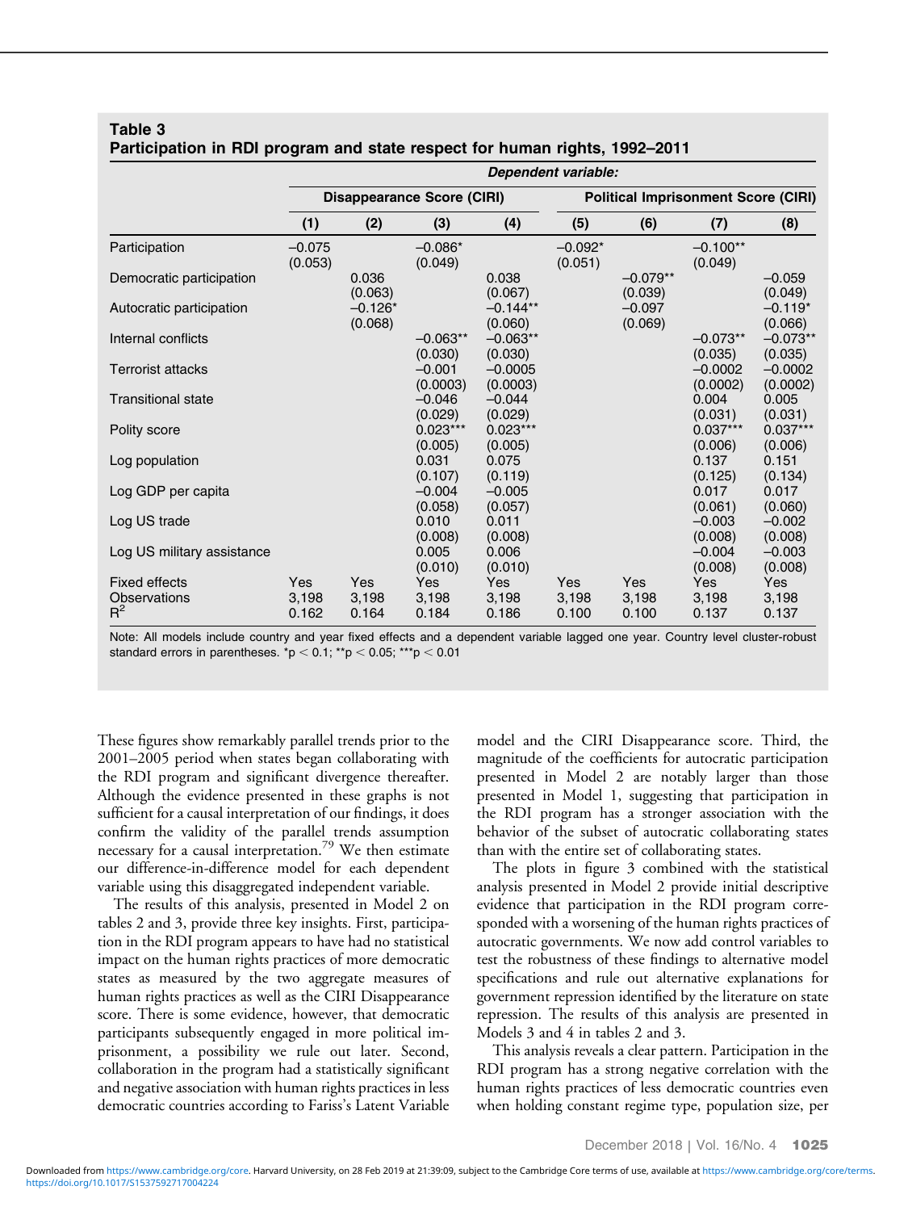**Table 3**
**Participation in RDI program and state respect for human rights, 1992–2011**

| | *Dependent variable:* | | | | | | | |
|---|---|---|---|---|---|---|---|---|
| | Disappearance Score (CIRI) | | | | Political Imprisonment Score (CIRI) | | | |
| | (1) | (2) | (3) | (4) | (5) | (6) | (7) | (8) |
| Participation | −0.075 (0.053) | | −0.086* (0.049) | | −0.092* (0.051) | | −0.100** (0.049) | |
| Democratic participation | | 0.036 (0.063) | | 0.038 (0.067) | | −0.079** (0.039) | | −0.059 (0.049) |
| Autocratic participation | | −0.126* (0.068) | | −0.144** (0.060) | | −0.097 (0.069) | | −0.119* (0.066) |
| Internal conflicts | | | −0.063** (0.030) | −0.063** (0.030) | | | −0.073** (0.035) | −0.073** (0.035) |
| Terrorist attacks | | | −0.001 (0.0003) | −0.0005 (0.0003) | | | −0.0002 (0.0002) | −0.0002 (0.0002) |
| Transitional state | | | −0.046 (0.029) | −0.044 (0.029) | | | 0.004 (0.031) | 0.005 (0.031) |
| Polity score | | | 0.023*** (0.005) | 0.023*** (0.005) | | | 0.037*** (0.006) | 0.037*** (0.006) |
| Log population | | | 0.031 (0.107) | 0.075 (0.119) | | | 0.137 (0.125) | 0.151 (0.134) |
| Log GDP per capita | | | −0.004 (0.058) | −0.005 (0.057) | | | 0.017 (0.061) | 0.017 (0.060) |
| Log US trade | | | 0.010 (0.008) | 0.011 (0.008) | | | −0.003 (0.008) | −0.002 (0.008) |
| Log US military assistance | | | 0.005 (0.010) | 0.006 (0.010) | | | −0.004 (0.008) | −0.003 (0.008) |
| Fixed effects | Yes | Yes | Yes | Yes | Yes | Yes | Yes | Yes |
| Observations | 3,198 | 3,198 | 3,198 | 3,198 | 3,198 | 3,198 | 3,198 | 3,198 |
| $R^2$ | 0.162 | 0.164 | 0.184 | 0.186 | 0.100 | 0.100 | 0.137 | 0.137 |

Note: All models include country and year fixed effects and a dependent variable lagged one year. Country level cluster-robust standard errors in parentheses. *$p < 0.1$; **$p < 0.05$; ***$p < 0.01$

These figures show remarkably parallel trends prior to the 2001–2005 period when states began collaborating with the RDI program and significant divergence thereafter. Although the evidence presented in these graphs is not sufficient for a causal interpretation of our findings, it does confirm the validity of the parallel trends assumption necessary for a causal interpretation.[79] We then estimate our difference-in-difference model for each dependent variable using this disaggregated independent variable.

The results of this analysis, presented in Model 2 on tables 2 and 3, provide three key insights. First, participation in the RDI program appears to have had no statistical impact on the human rights practices of more democratic states as measured by the two aggregate measures of human rights practices as well as the CIRI Disappearance score. There is some evidence, however, that democratic participants subsequently engaged in more political imprisonment, a possibility we rule out later. Second, collaboration in the program had a statistically significant and negative association with human rights practices in less democratic countries according to Fariss's Latent Variable model and the CIRI Disappearance score. Third, the magnitude of the coefficients for autocratic participation presented in Model 2 are notably larger than those presented in Model 1, suggesting that participation in the RDI program has a stronger association with the behavior of the subset of autocratic collaborating states than with the entire set of collaborating states.

The plots in figure 3 combined with the statistical analysis presented in Model 2 provide initial descriptive evidence that participation in the RDI program corresponded with a worsening of the human rights practices of autocratic governments. We now add control variables to test the robustness of these findings to alternative model specifications and rule out alternative explanations for government repression identified by the literature on state repression. The results of this analysis are presented in Models 3 and 4 in tables 2 and 3.

This analysis reveals a clear pattern. Participation in the RDI program has a strong negative correlation with the human rights practices of less democratic countries even when holding constant regime type, population size, per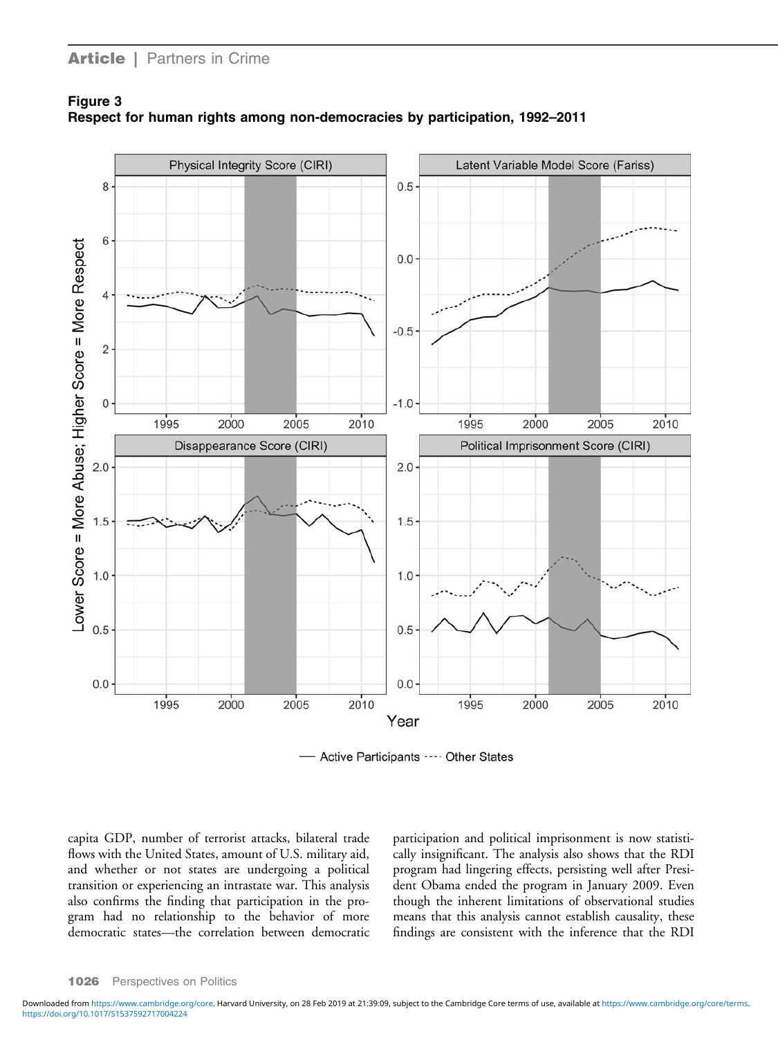**Figure 3**
**Respect for human rights among non-democracies by participation, 1992–2011**

capita GDP, number of terrorist attacks, bilateral trade flows with the United States, amount of U.S. military aid, and whether or not states are undergoing a political transition or experiencing an intrastate war. This analysis also confirms the finding that participation in the program had no relationship to the behavior of more democratic states—the correlation between democratic participation and political imprisonment is now statistically insignificant. The analysis also shows that the RDI program had lingering effects, persisting well after President Obama ended the program in January 2009. Even though the inherent limitations of observational studies means that this analysis cannot establish causality, these findings are consistent with the inference that the RDI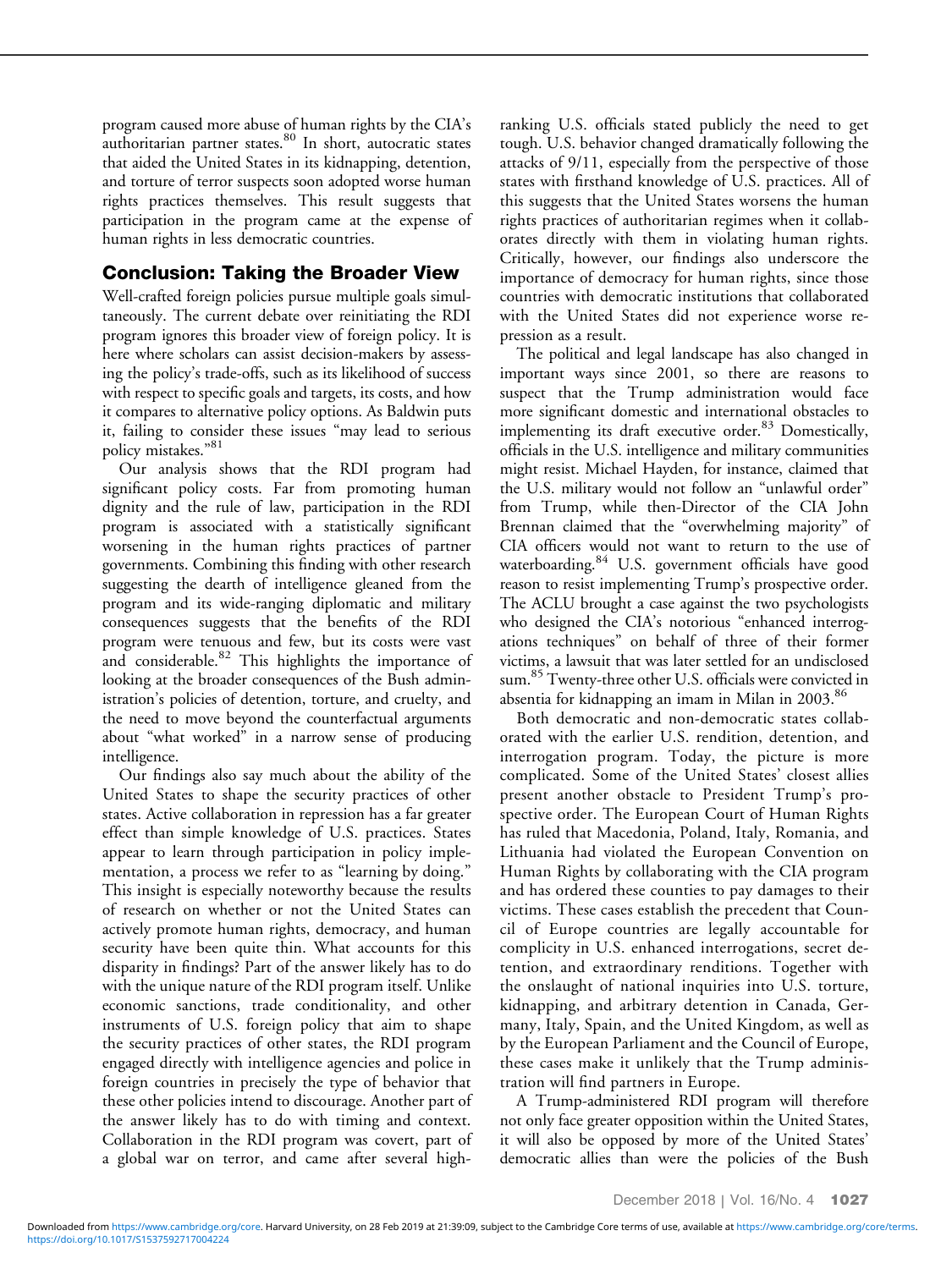program caused more abuse of human rights by the CIA's authoritarian partner states.[80] In short, autocratic states that aided the United States in its kidnapping, detention, and torture of terror suspects soon adopted worse human rights practices themselves. This result suggests that participation in the program came at the expense of human rights in less democratic countries.

## Conclusion: Taking the Broader View

Well-crafted foreign policies pursue multiple goals simultaneously. The current debate over reinitiating the RDI program ignores this broader view of foreign policy. It is here where scholars can assist decision-makers by assessing the policy's trade-offs, such as its likelihood of success with respect to specific goals and targets, its costs, and how it compares to alternative policy options. As Baldwin puts it, failing to consider these issues "may lead to serious policy mistakes."[81]

Our analysis shows that the RDI program had significant policy costs. Far from promoting human dignity and the rule of law, participation in the RDI program is associated with a statistically significant worsening in the human rights practices of partner governments. Combining this finding with other research suggesting the dearth of intelligence gleaned from the program and its wide-ranging diplomatic and military consequences suggests that the benefits of the RDI program were tenuous and few, but its costs were vast and considerable.[82] This highlights the importance of looking at the broader consequences of the Bush administration's policies of detention, torture, and cruelty, and the need to move beyond the counterfactual arguments about "what worked" in a narrow sense of producing intelligence.

Our findings also say much about the ability of the United States to shape the security practices of other states. Active collaboration in repression has a far greater effect than simple knowledge of U.S. practices. States appear to learn through participation in policy implementation, a process we refer to as "learning by doing." This insight is especially noteworthy because the results of research on whether or not the United States can actively promote human rights, democracy, and human security have been quite thin. What accounts for this disparity in findings? Part of the answer likely has to do with the unique nature of the RDI program itself. Unlike economic sanctions, trade conditionality, and other instruments of U.S. foreign policy that aim to shape the security practices of other states, the RDI program engaged directly with intelligence agencies and police in foreign countries in precisely the type of behavior that these other policies intend to discourage. Another part of the answer likely has to do with timing and context. Collaboration in the RDI program was covert, part of a global war on terror, and came after several high-ranking U.S. officials stated publicly the need to get tough. U.S. behavior changed dramatically following the attacks of 9/11, especially from the perspective of those states with firsthand knowledge of U.S. practices. All of this suggests that the United States worsens the human rights practices of authoritarian regimes when it collaborates directly with them in violating human rights. Critically, however, our findings also underscore the importance of democracy for human rights, since those countries with democratic institutions that collaborated with the United States did not experience worse repression as a result.

The political and legal landscape has also changed in important ways since 2001, so there are reasons to suspect that the Trump administration would face more significant domestic and international obstacles to implementing its draft executive order.[83] Domestically, officials in the U.S. intelligence and military communities might resist. Michael Hayden, for instance, claimed that the U.S. military would not follow an "unlawful order" from Trump, while then-Director of the CIA John Brennan claimed that the "overwhelming majority" of CIA officers would not want to return to the use of waterboarding.[84] U.S. government officials have good reason to resist implementing Trump's prospective order. The ACLU brought a case against the two psychologists who designed the CIA's notorious "enhanced interrogations techniques" on behalf of three of their former victims, a lawsuit that was later settled for an undisclosed sum.[85] Twenty-three other U.S. officials were convicted in absentia for kidnapping an imam in Milan in 2003.[86]

Both democratic and non-democratic states collaborated with the earlier U.S. rendition, detention, and interrogation program. Today, the picture is more complicated. Some of the United States' closest allies present another obstacle to President Trump's prospective order. The European Court of Human Rights has ruled that Macedonia, Poland, Italy, Romania, and Lithuania had violated the European Convention on Human Rights by collaborating with the CIA program and has ordered these counties to pay damages to their victims. These cases establish the precedent that Council of Europe countries are legally accountable for complicity in U.S. enhanced interrogations, secret detention, and extraordinary renditions. Together with the onslaught of national inquiries into U.S. torture, kidnapping, and arbitrary detention in Canada, Germany, Italy, Spain, and the United Kingdom, as well as by the European Parliament and the Council of Europe, these cases make it unlikely that the Trump administration will find partners in Europe.

A Trump-administered RDI program will therefore not only face greater opposition within the United States, it will also be opposed by more of the United States' democratic allies than were the policies of the Bush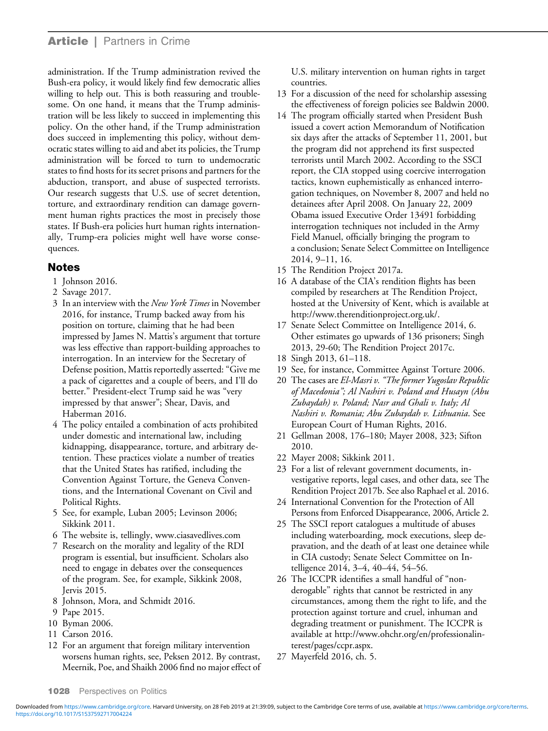administration. If the Trump administration revived the Bush-era policy, it would likely find few democratic allies willing to help out. This is both reassuring and troublesome. On one hand, it means that the Trump administration will be less likely to succeed in implementing this policy. On the other hand, if the Trump administration does succeed in implementing this policy, without democratic states willing to aid and abet its policies, the Trump administration will be forced to turn to undemocratic states to find hosts for its secret prisons and partners for the abduction, transport, and abuse of suspected terrorists. Our research suggests that U.S. use of secret detention, torture, and extraordinary rendition can damage government human rights practices the most in precisely those states. If Bush-era policies hurt human rights internationally, Trump-era policies might well have worse consequences.

## Notes

1 Johnson 2016.

2 Savage 2017.

3 In an interview with the *New York Times* in November 2016, for instance, Trump backed away from his position on torture, claiming that he had been impressed by James N. Mattis's argument that torture was less effective than rapport-building approaches to interrogation. In an interview for the Secretary of Defense position, Mattis reportedly asserted: "Give me a pack of cigarettes and a couple of beers, and I'll do better." President-elect Trump said he was "very impressed by that answer"; Shear, Davis, and Haberman 2016.

4 The policy entailed a combination of acts prohibited under domestic and international law, including kidnapping, disappearance, torture, and arbitrary detention. These practices violate a number of treaties that the United States has ratified, including the Convention Against Torture, the Geneva Conventions, and the International Covenant on Civil and Political Rights.

5 See, for example, Luban 2005; Levinson 2006; Sikkink 2011.

6 The website is, tellingly, www.ciasavedlives.com

7 Research on the morality and legality of the RDI program is essential, but insufficient. Scholars also need to engage in debates over the consequences of the program. See, for example, Sikkink 2008, Jervis 2015.

8 Johnson, Mora, and Schmidt 2016.

9 Pape 2015.

10 Byman 2006.

11 Carson 2016.

12 For an argument that foreign military intervention worsens human rights, see, Peksen 2012. By contrast, Meernik, Poe, and Shaikh 2006 find no major effect of U.S. military intervention on human rights in target countries.

13 For a discussion of the need for scholarship assessing the effectiveness of foreign policies see Baldwin 2000.

14 The program officially started when President Bush issued a covert action Memorandum of Notification six days after the attacks of September 11, 2001, but the program did not apprehend its first suspected terrorists until March 2002. According to the SSCI report, the CIA stopped using coercive interrogation tactics, known euphemistically as enhanced interrogation techniques, on November 8, 2007 and held no detainees after April 2008. On January 22, 2009 Obama issued Executive Order 13491 forbidding interrogation techniques not included in the Army Field Manuel, officially bringing the program to a conclusion; Senate Select Committee on Intelligence 2014, 9–11, 16.

15 The Rendition Project 2017a.

16 A database of the CIA's rendition flights has been compiled by researchers at The Rendition Project, hosted at the University of Kent, which is available at http://www.therenditionproject.org.uk/.

17 Senate Select Committee on Intelligence 2014, 6. Other estimates go upwards of 136 prisoners; Singh 2013, 29-60; The Rendition Project 2017c.

18 Singh 2013, 61–118.

19 See, for instance, Committee Against Torture 2006.

20 The cases are *El-Masri v. "The former Yugoslav Republic of Macedonia"; Al Nashiri v. Poland and Husayn (Abu Zubaydah) v. Poland; Nasr and Ghali v. Italy; Al Nashiri v. Romania; Abu Zubaydah v. Lithuania*. See European Court of Human Rights, 2016.

21 Gellman 2008, 176–180; Mayer 2008, 323; Sifton 2010.

22 Mayer 2008; Sikkink 2011.

23 For a list of relevant government documents, investigative reports, legal cases, and other data, see The Rendition Project 2017b. See also Raphael et al. 2016.

24 International Convention for the Protection of All Persons from Enforced Disappearance, 2006, Article 2.

25 The SSCI report catalogues a multitude of abuses including waterboarding, mock executions, sleep deprivation, and the death of at least one detainee while in CIA custody; Senate Select Committee on Intelligence 2014, 3–4, 40–44, 54–56.

26 The ICCPR identifies a small handful of "non-derogable" rights that cannot be restricted in any circumstances, among them the right to life, and the protection against torture and cruel, inhuman and degrading treatment or punishment. The ICCPR is available at http://www.ohchr.org/en/professionalinterest/pages/ccpr.aspx.

27 Mayerfeld 2016, ch. 5.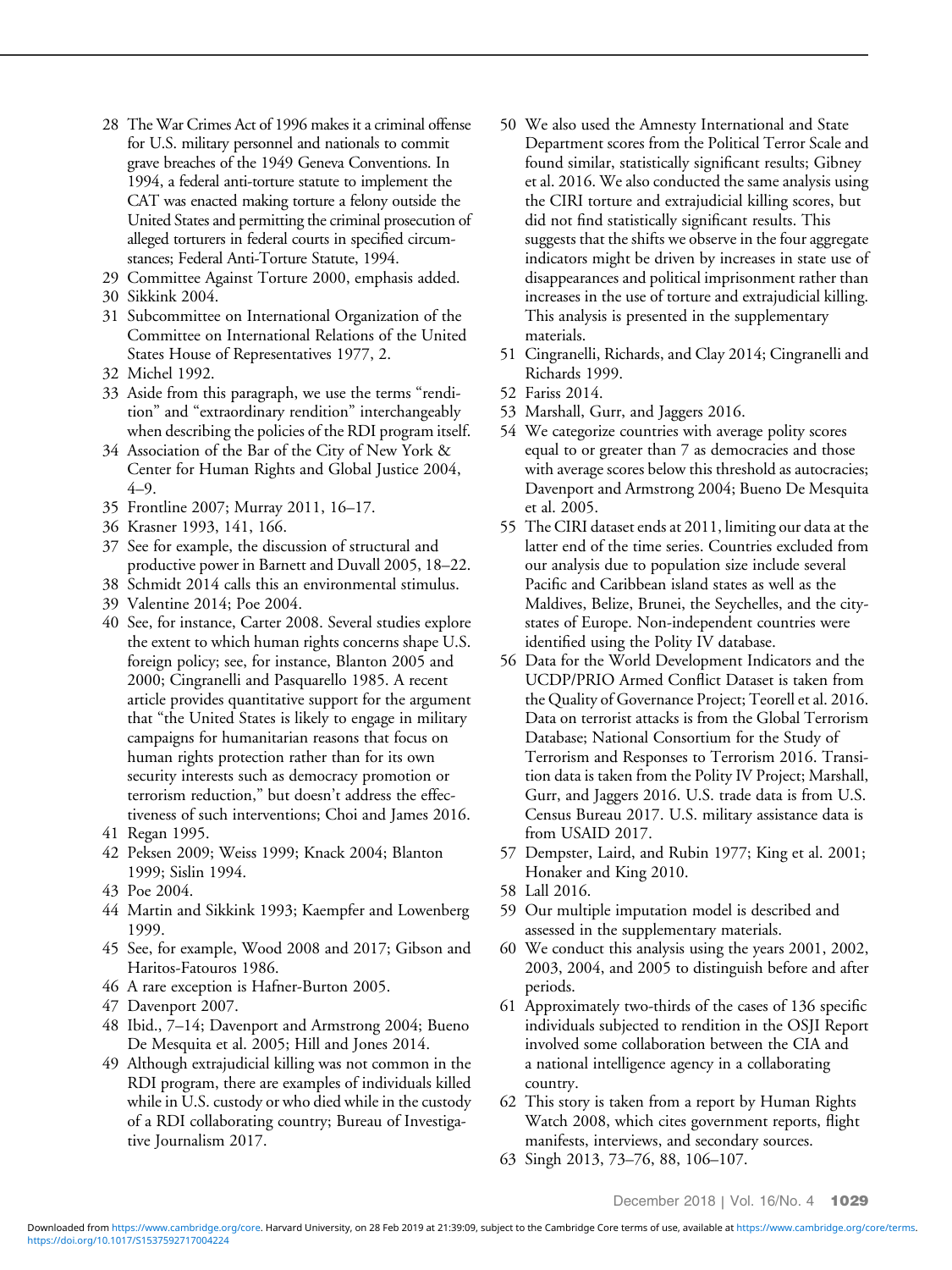28 The War Crimes Act of 1996 makes it a criminal offense for U.S. military personnel and nationals to commit grave breaches of the 1949 Geneva Conventions. In 1994, a federal anti-torture statute to implement the CAT was enacted making torture a felony outside the United States and permitting the criminal prosecution of alleged torturers in federal courts in specified circumstances; Federal Anti-Torture Statute, 1994.

29 Committee Against Torture 2000, emphasis added.

30 Sikkink 2004.

31 Subcommittee on International Organization of the Committee on International Relations of the United States House of Representatives 1977, 2.

32 Michel 1992.

33 Aside from this paragraph, we use the terms "rendition" and "extraordinary rendition" interchangeably when describing the policies of the RDI program itself.

34 Association of the Bar of the City of New York & Center for Human Rights and Global Justice 2004, 4–9.

35 Frontline 2007; Murray 2011, 16–17.

36 Krasner 1993, 141, 166.

37 See for example, the discussion of structural and productive power in Barnett and Duvall 2005, 18–22.

38 Schmidt 2014 calls this an environmental stimulus.

39 Valentine 2014; Poe 2004.

40 See, for instance, Carter 2008. Several studies explore the extent to which human rights concerns shape U.S. foreign policy; see, for instance, Blanton 2005 and 2000; Cingranelli and Pasquarello 1985. A recent article provides quantitative support for the argument that "the United States is likely to engage in military campaigns for humanitarian reasons that focus on human rights protection rather than for its own security interests such as democracy promotion or terrorism reduction," but doesn't address the effectiveness of such interventions; Choi and James 2016.

41 Regan 1995.

42 Peksen 2009; Weiss 1999; Knack 2004; Blanton 1999; Sislin 1994.

43 Poe 2004.

44 Martin and Sikkink 1993; Kaempfer and Lowenberg 1999.

45 See, for example, Wood 2008 and 2017; Gibson and Haritos-Fatouros 1986.

46 A rare exception is Hafner-Burton 2005.

47 Davenport 2007.

48 Ibid., 7–14; Davenport and Armstrong 2004; Bueno De Mesquita et al. 2005; Hill and Jones 2014.

49 Although extrajudicial killing was not common in the RDI program, there are examples of individuals killed while in U.S. custody or who died while in the custody of a RDI collaborating country; Bureau of Investigative Journalism 2017.

50 We also used the Amnesty International and State Department scores from the Political Terror Scale and found similar, statistically significant results; Gibney et al. 2016. We also conducted the same analysis using the CIRI torture and extrajudicial killing scores, but did not find statistically significant results. This suggests that the shifts we observe in the four aggregate indicators might be driven by increases in state use of disappearances and political imprisonment rather than increases in the use of torture and extrajudicial killing. This analysis is presented in the supplementary materials.

51 Cingranelli, Richards, and Clay 2014; Cingranelli and Richards 1999.

52 Fariss 2014.

53 Marshall, Gurr, and Jaggers 2016.

54 We categorize countries with average polity scores equal to or greater than 7 as democracies and those with average scores below this threshold as autocracies; Davenport and Armstrong 2004; Bueno De Mesquita et al. 2005.

55 The CIRI dataset ends at 2011, limiting our data at the latter end of the time series. Countries excluded from our analysis due to population size include several Pacific and Caribbean island states as well as the Maldives, Belize, Brunei, the Seychelles, and the city-states of Europe. Non-independent countries were identified using the Polity IV database.

56 Data for the World Development Indicators and the UCDP/PRIO Armed Conflict Dataset is taken from the Quality of Governance Project; Teorell et al. 2016. Data on terrorist attacks is from the Global Terrorism Database; National Consortium for the Study of Terrorism and Responses to Terrorism 2016. Transition data is taken from the Polity IV Project; Marshall, Gurr, and Jaggers 2016. U.S. trade data is from U.S. Census Bureau 2017. U.S. military assistance data is from USAID 2017.

57 Dempster, Laird, and Rubin 1977; King et al. 2001; Honaker and King 2010.

58 Lall 2016.

59 Our multiple imputation model is described and assessed in the supplementary materials.

60 We conduct this analysis using the years 2001, 2002, 2003, 2004, and 2005 to distinguish before and after periods.

61 Approximately two-thirds of the cases of 136 specific individuals subjected to rendition in the OSJI Report involved some collaboration between the CIA and a national intelligence agency in a collaborating country.

62 This story is taken from a report by Human Rights Watch 2008, which cites government reports, flight manifests, interviews, and secondary sources.

63 Singh 2013, 73–76, 88, 106–107.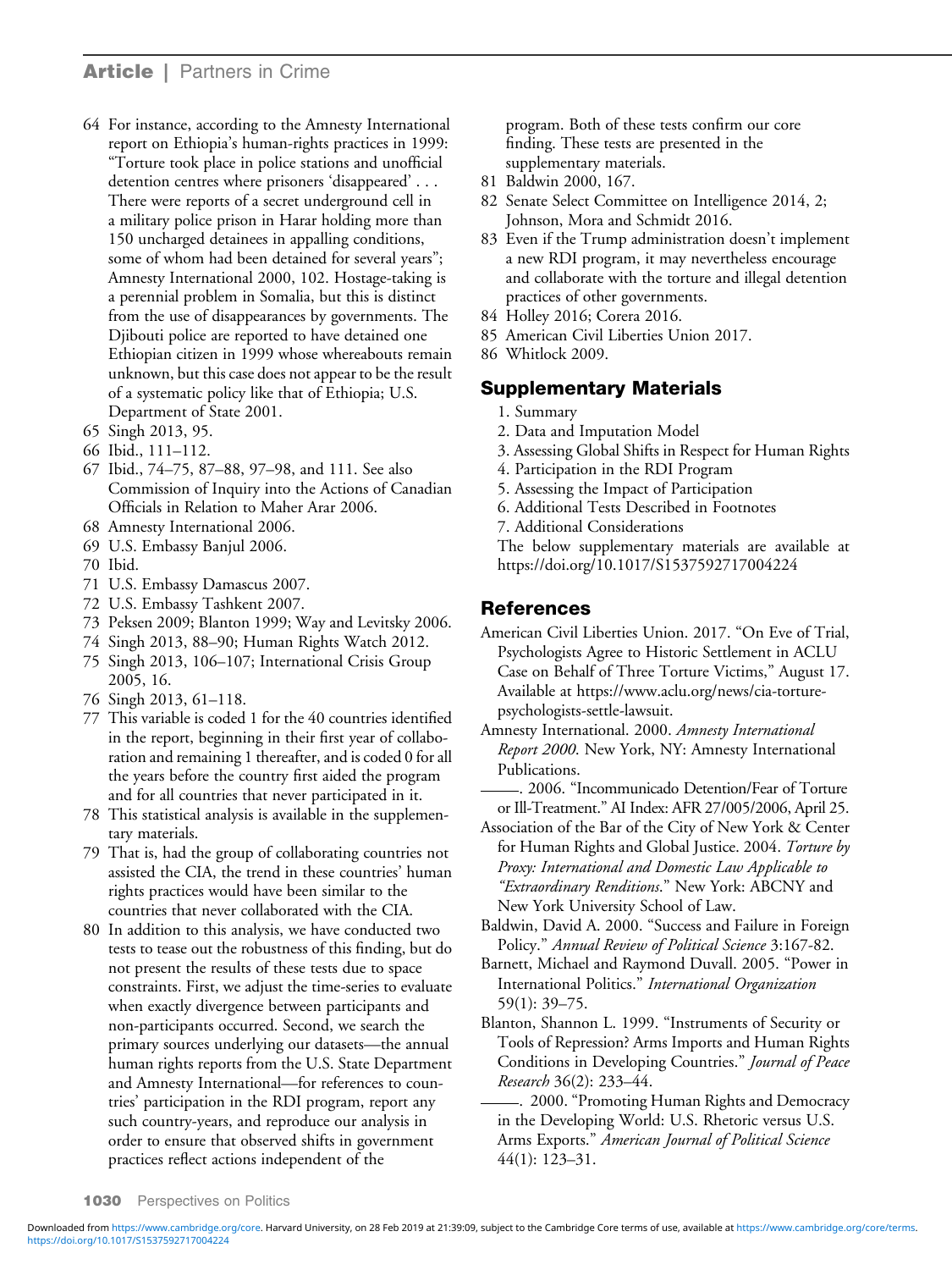64 For instance, according to the Amnesty International report on Ethiopia's human-rights practices in 1999: "Torture took place in police stations and unofficial detention centres where prisoners 'disappeared' . . . There were reports of a secret underground cell in a military police prison in Harar holding more than 150 uncharged detainees in appalling conditions, some of whom had been detained for several years"; Amnesty International 2000, 102. Hostage-taking is a perennial problem in Somalia, but this is distinct from the use of disappearances by governments. The Djibouti police are reported to have detained one Ethiopian citizen in 1999 whose whereabouts remain unknown, but this case does not appear to be the result of a systematic policy like that of Ethiopia; U.S. Department of State 2001.

65 Singh 2013, 95.

66 Ibid., 111–112.

67 Ibid., 74–75, 87–88, 97–98, and 111. See also Commission of Inquiry into the Actions of Canadian Officials in Relation to Maher Arar 2006.

68 Amnesty International 2006.

69 U.S. Embassy Banjul 2006.

70 Ibid.

71 U.S. Embassy Damascus 2007.

72 U.S. Embassy Tashkent 2007.

73 Peksen 2009; Blanton 1999; Way and Levitsky 2006.

74 Singh 2013, 88–90; Human Rights Watch 2012.

75 Singh 2013, 106–107; International Crisis Group 2005, 16.

76 Singh 2013, 61–118.

77 This variable is coded 1 for the 40 countries identified in the report, beginning in their first year of collaboration and remaining 1 thereafter, and is coded 0 for all the years before the country first aided the program and for all countries that never participated in it.

78 This statistical analysis is available in the supplementary materials.

79 That is, had the group of collaborating countries not assisted the CIA, the trend in these countries' human rights practices would have been similar to the countries that never collaborated with the CIA.

80 In addition to this analysis, we have conducted two tests to tease out the robustness of this finding, but do not present the results of these tests due to space constraints. First, we adjust the time-series to evaluate when exactly divergence between participants and non-participants occurred. Second, we search the primary sources underlying our datasets—the annual human rights reports from the U.S. State Department and Amnesty International—for references to countries' participation in the RDI program, report any such country-years, and reproduce our analysis in order to ensure that observed shifts in government practices reflect actions independent of the program. Both of these tests confirm our core finding. These tests are presented in the supplementary materials.

81 Baldwin 2000, 167.

82 Senate Select Committee on Intelligence 2014, 2; Johnson, Mora and Schmidt 2016.

83 Even if the Trump administration doesn't implement a new RDI program, it may nevertheless encourage and collaborate with the torture and illegal detention practices of other governments.

84 Holley 2016; Corera 2016.

85 American Civil Liberties Union 2017.

86 Whitlock 2009.

## Supplementary Materials

1. Summary
2. Data and Imputation Model
3. Assessing Global Shifts in Respect for Human Rights
4. Participation in the RDI Program
5. Assessing the Impact of Participation
6. Additional Tests Described in Footnotes
7. Additional Considerations

The below supplementary materials are available at https://doi.org/10.1017/S1537592717004224

## References

American Civil Liberties Union. 2017. "On Eve of Trial, Psychologists Agree to Historic Settlement in ACLU Case on Behalf of Three Torture Victims," August 17. Available at https://www.aclu.org/news/cia-torture-psychologists-settle-lawsuit.

Amnesty International. 2000. *Amnesty International Report 2000*. New York, NY: Amnesty International Publications.

———. 2006. "Incommunicado Detention/Fear of Torture or Ill-Treatment." AI Index: AFR 27/005/2006, April 25.

Association of the Bar of the City of New York & Center for Human Rights and Global Justice. 2004. *Torture by Proxy: International and Domestic Law Applicable to "Extraordinary Renditions."* New York: ABCNY and New York University School of Law.

Baldwin, David A. 2000. "Success and Failure in Foreign Policy." *Annual Review of Political Science* 3:167-82.

Barnett, Michael and Raymond Duvall. 2005. "Power in International Politics." *International Organization* 59(1): 39–75.

Blanton, Shannon L. 1999. "Instruments of Security or Tools of Repression? Arms Imports and Human Rights Conditions in Developing Countries." *Journal of Peace Research* 36(2): 233–44.

———. 2000. "Promoting Human Rights and Democracy in the Developing World: U.S. Rhetoric versus U.S. Arms Exports." *American Journal of Political Science* 44(1): 123–31.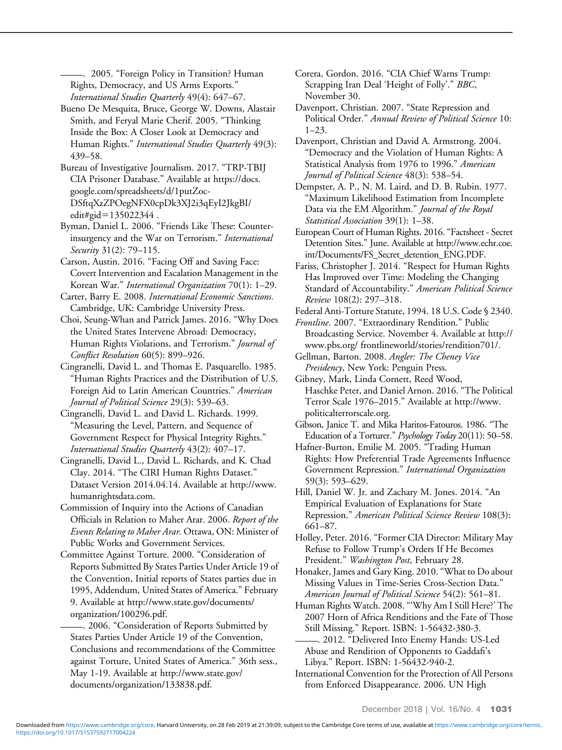———. 2005. "Foreign Policy in Transition? Human Rights, Democracy, and US Arms Exports." *International Studies Quarterly* 49(4): 647–67.

Bueno De Mesquita, Bruce, George W. Downs, Alastair Smith, and Feryal Marie Cherif. 2005. "Thinking Inside the Box: A Closer Look at Democracy and Human Rights." *International Studies Quarterly* 49(3): 439–58.

Bureau of Investigative Journalism. 2017. "TRP-TBIJ CIA Prisoner Database." Available at https://docs.google.com/spreadsheets/d/1putZoc-DSftqXzZPOegNFX0cpDk3XJ2i3qEyI2JkgBI/edit#gid=135022344 .

Byman, Daniel L. 2006. "Friends Like These: Counterinsurgency and the War on Terrorism." *International Security* 31(2): 79–115.

Carson, Austin. 2016. "Facing Off and Saving Face: Covert Intervention and Escalation Management in the Korean War." *International Organization* 70(1): 1–29.

Carter, Barry E. 2008. *International Economic Sanctions.* Cambridge, UK: Cambridge University Press.

Choi, Seung-Whan and Patrick James. 2016. "Why Does the United States Intervene Abroad: Democracy, Human Rights Violations, and Terrorism." *Journal of Conflict Resolution* 60(5): 899–926.

Cingranelli, David L. and Thomas E. Pasquarello. 1985. "Human Rights Practices and the Distribution of U.S. Foreign Aid to Latin American Countries." *American Journal of Political Science* 29(3): 539–63.

Cingranelli, David L. and David L. Richards. 1999. "Measuring the Level, Pattern, and Sequence of Government Respect for Physical Integrity Rights." *International Studies Quarterly* 43(2): 407–17.

Cingranelli, David L., David L. Richards, and K. Chad Clay. 2014. "The CIRI Human Rights Dataset." Dataset Version 2014.04.14. Available at http://www.humanrightsdata.com.

Commission of Inquiry into the Actions of Canadian Officials in Relation to Maher Arar. 2006. *Report of the Events Relating to Maher Arar.* Ottawa, ON: Minister of Public Works and Government Services.

Committee Against Torture. 2000. "Consideration of Reports Submitted By States Parties Under Article 19 of the Convention, Initial reports of States parties due in 1995, Addendum, United States of America." February 9. Available at http://www.state.gov/documents/organization/100296.pdf.

———. 2006. "Consideration of Reports Submitted by States Parties Under Article 19 of the Convention, Conclusions and recommendations of the Committee against Torture, United States of America." 36th sess., May 1-19. Available at http://www.state.gov/documents/organization/133838.pdf.

Corera, Gordon. 2016. "CIA Chief Warns Trump: Scrapping Iran Deal 'Height of Folly'." *BBC*, November 30.

Davenport, Christian. 2007. "State Repression and Political Order." *Annual Review of Political Science* 10: 1–23.

Davenport, Christian and David A. Armstrong. 2004. "Democracy and the Violation of Human Rights: A Statistical Analysis from 1976 to 1996." *American Journal of Political Science* 48(3): 538–54.

Dempster, A. P., N. M. Laird, and D. B. Rubin. 1977. "Maximum Likelihood Estimation from Incomplete Data via the EM Algorithm." *Journal of the Royal Statistical Association* 39(1): 1–38.

European Court of Human Rights. 2016. "Factsheet - Secret Detention Sites." June. Available at http://www.echr.coe.int/Documents/FS_Secret_detention_ENG.PDF.

Fariss, Christopher J. 2014. "Respect for Human Rights Has Improved over Time: Modeling the Changing Standard of Accountability." *American Political Science Review* 108(2): 297–318.

Federal Anti-Torture Statute, 1994. 18 U.S. Code § 2340.

*Frontline*. 2007. "Extraordinary Rendition." Public Broadcasting Service. November 4. Available at http://www.pbs.org/ frontlineworld/stories/rendition701/.

Gellman, Barton. 2008. *Angler: The Cheney Vice Presidency*, New York: Penguin Press.

Gibney, Mark, Linda Cornett, Reed Wood, Haschke Peter, and Daniel Arnon. 2016. "The Political Terror Scale 1976–2015." Available at http://www.politicalterrorscale.org.

Gibson, Janice T. and Mika Haritos-Fatouros. 1986. "The Education of a Torturer." *Psychology Today* 20(11): 50–58.

Hafner-Burton, Emilie M. 2005. "Trading Human Rights: How Preferential Trade Agreements Influence Government Repression." *International Organization* 59(3): 593–629.

Hill, Daniel W. Jr. and Zachary M. Jones. 2014. "An Empirical Evaluation of Explanations for State Repression." *American Political Science Review* 108(3): 661–87.

Holley, Peter. 2016. "Former CIA Director: Military May Refuse to Follow Trump's Orders If He Becomes President." *Washington Post*, February 28.

Honaker, James and Gary King. 2010. "What to Do about Missing Values in Time-Series Cross-Section Data." *American Journal of Political Science* 54(2): 561–81.

Human Rights Watch. 2008. "'Why Am I Still Here?' The 2007 Horn of Africa Renditions and the Fate of Those Still Missing." Report. ISBN: 1-56432-380-3.

———. 2012. "Delivered Into Enemy Hands: US-Led Abuse and Rendition of Opponents to Gaddafi's Libya." Report. ISBN: 1-56432-940-2.

International Convention for the Protection of All Persons from Enforced Disappearance. 2006. UN High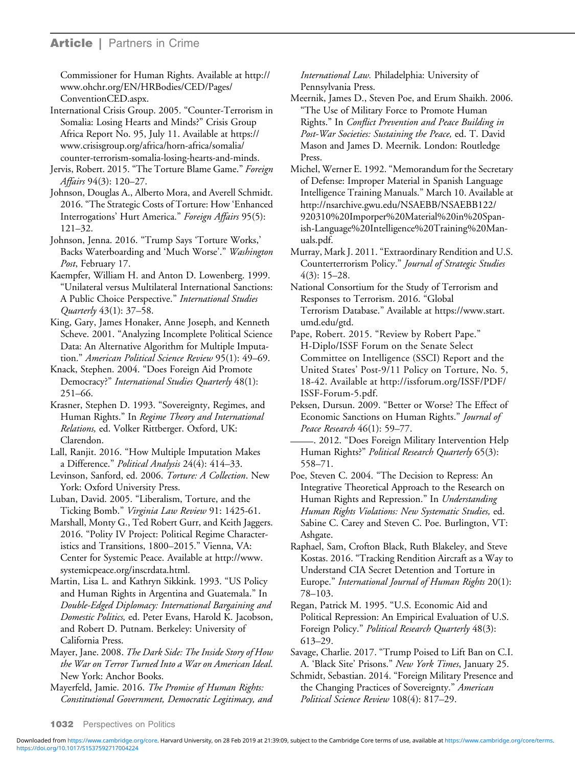Commissioner for Human Rights. Available at http://www.ohchr.org/EN/HRBodies/CED/Pages/ConventionCED.aspx.

International Crisis Group. 2005. "Counter-Terrorism in Somalia: Losing Hearts and Minds?" Crisis Group Africa Report No. 95, July 11. Available at https://www.crisisgroup.org/africa/horn-africa/somalia/counter-terrorism-somalia-losing-hearts-and-minds.

Jervis, Robert. 2015. "The Torture Blame Game." *Foreign Affairs* 94(3): 120–27.

Johnson, Douglas A., Alberto Mora, and Averell Schmidt. 2016. "The Strategic Costs of Torture: How 'Enhanced Interrogations' Hurt America." *Foreign Affairs* 95(5): 121–32.

Johnson, Jenna. 2016. "Trump Says 'Torture Works,' Backs Waterboarding and 'Much Worse'." *Washington Post*, February 17.

Kaempfer, William H. and Anton D. Lowenberg. 1999. "Unilateral versus Multilateral International Sanctions: A Public Choice Perspective." *International Studies Quarterly* 43(1): 37–58.

King, Gary, James Honaker, Anne Joseph, and Kenneth Scheve. 2001. "Analyzing Incomplete Political Science Data: An Alternative Algorithm for Multiple Imputation." *American Political Science Review* 95(1): 49–69.

Knack, Stephen. 2004. "Does Foreign Aid Promote Democracy?" *International Studies Quarterly* 48(1): 251–66.

Krasner, Stephen D. 1993. "Sovereignty, Regimes, and Human Rights." In *Regime Theory and International Relations,* ed. Volker Rittberger. Oxford, UK: Clarendon.

Lall, Ranjit. 2016. "How Multiple Imputation Makes a Difference." *Political Analysis* 24(4): 414–33.

Levinson, Sanford, ed. 2006. *Torture: A Collection*. New York: Oxford University Press.

Luban, David. 2005. "Liberalism, Torture, and the Ticking Bomb." *Virginia Law Review* 91: 1425-61.

Marshall, Monty G., Ted Robert Gurr, and Keith Jaggers. 2016. "Polity IV Project: Political Regime Characteristics and Transitions, 1800–2015." Vienna, VA: Center for Systemic Peace. Available at http://www.systemicpeace.org/inscrdata.html.

Martin, Lisa L. and Kathryn Sikkink. 1993. "US Policy and Human Rights in Argentina and Guatemala." In *Double-Edged Diplomacy: International Bargaining and Domestic Politics,* ed. Peter Evans, Harold K. Jacobson, and Robert D. Putnam. Berkeley: University of California Press.

Mayer, Jane. 2008. *The Dark Side: The Inside Story of How the War on Terror Turned Into a War on American Ideal*. New York: Anchor Books.

Mayerfeld, Jamie. 2016. *The Promise of Human Rights: Constitutional Government, Democratic Legitimacy, and International Law.* Philadelphia: University of Pennsylvania Press.

Meernik, James D., Steven Poe, and Erum Shaikh. 2006. "The Use of Military Force to Promote Human Rights." In *Conflict Prevention and Peace Building in Post-War Societies: Sustaining the Peace,* ed. T. David Mason and James D. Meernik. London: Routledge Press.

Michel, Werner E. 1992. "Memorandum for the Secretary of Defense: Improper Material in Spanish Language Intelligence Training Manuals." March 10. Available at http://nsarchive.gwu.edu/NSAEBB/NSAEBB122/920310%20Imporper%20Material%20in%20Spanish-Language%20Intelligence%20Training%20Manuals.pdf.

Murray, Mark J. 2011. "Extraordinary Rendition and U.S. Counterterrorism Policy." *Journal of Strategic Studies* 4(3): 15–28.

National Consortium for the Study of Terrorism and Responses to Terrorism. 2016. "Global Terrorism Database." Available at https://www.start.umd.edu/gtd.

Pape, Robert. 2015. "Review by Robert Pape." H-Diplo/ISSF Forum on the Senate Select Committee on Intelligence (SSCI) Report and the United States' Post-9/11 Policy on Torture, No. 5, 18-42. Available at http://issforum.org/ISSF/PDF/ISSF-Forum-5.pdf.

Peksen, Dursun. 2009. "Better or Worse? The Effect of Economic Sanctions on Human Rights." *Journal of Peace Research* 46(1): 59–77.

———. 2012. "Does Foreign Military Intervention Help Human Rights?" *Political Research Quarterly* 65(3): 558–71.

Poe, Steven C. 2004. "The Decision to Repress: An Integrative Theoretical Approach to the Research on Human Rights and Repression." In *Understanding Human Rights Violations: New Systematic Studies,* ed. Sabine C. Carey and Steven C. Poe. Burlington, VT: Ashgate.

Raphael, Sam, Crofton Black, Ruth Blakeley, and Steve Kostas. 2016. "Tracking Rendition Aircraft as a Way to Understand CIA Secret Detention and Torture in Europe." *International Journal of Human Rights* 20(1): 78–103.

Regan, Patrick M. 1995. "U.S. Economic Aid and Political Repression: An Empirical Evaluation of U.S. Foreign Policy." *Political Research Quarterly* 48(3): 613–29.

Savage, Charlie. 2017. "Trump Poised to Lift Ban on C.I.A. 'Black Site' Prisons." *New York Times*, January 25.

Schmidt, Sebastian. 2014. "Foreign Military Presence and the Changing Practices of Sovereignty." *American Political Science Review* 108(4): 817–29.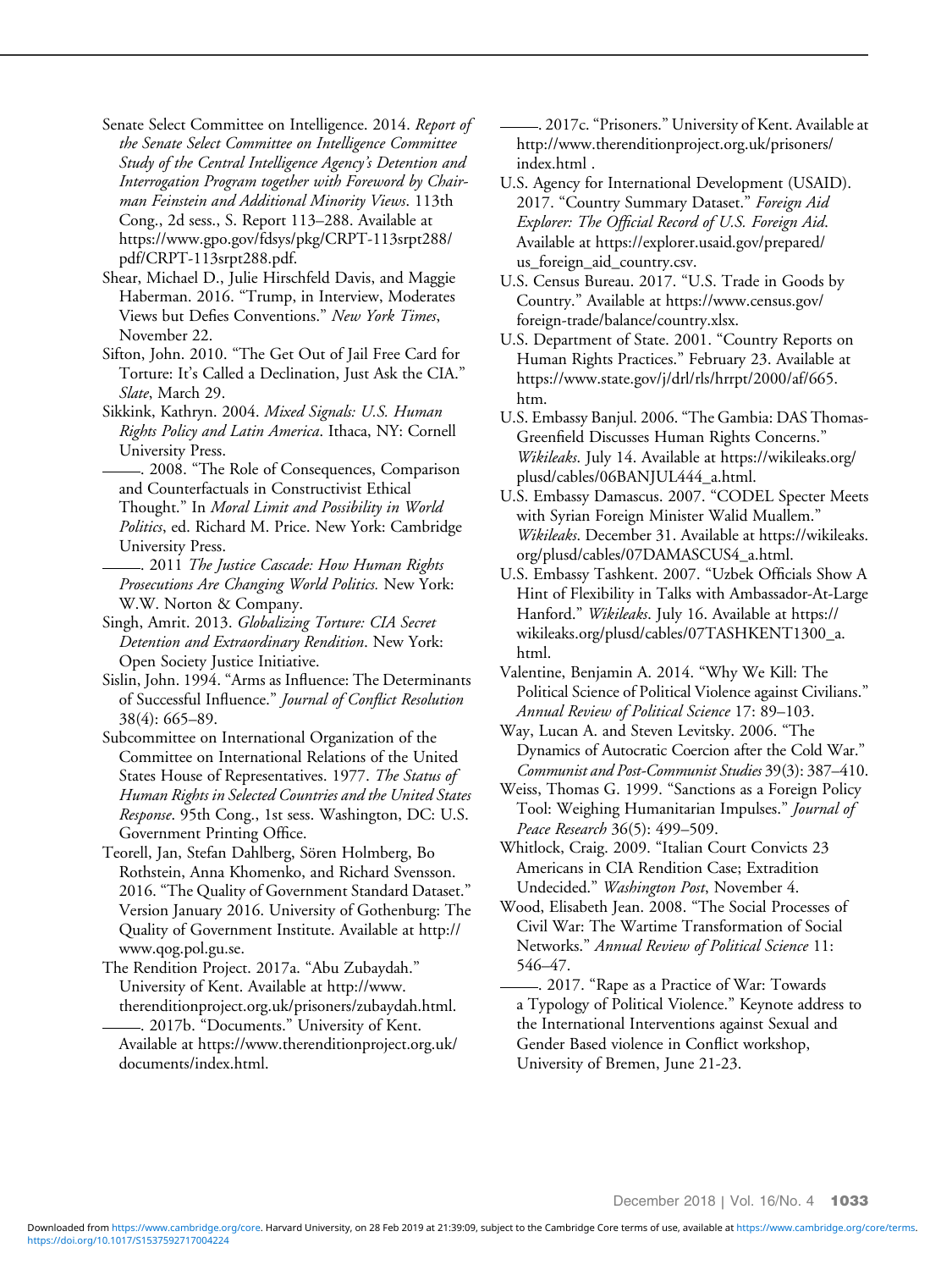Senate Select Committee on Intelligence. 2014. *Report of the Senate Select Committee on Intelligence Committee Study of the Central Intelligence Agency's Detention and Interrogation Program together with Foreword by Chairman Feinstein and Additional Minority Views*. 113th Cong., 2d sess., S. Report 113–288. Available at https://www.gpo.gov/fdsys/pkg/CRPT-113srpt288/pdf/CRPT-113srpt288.pdf.

Shear, Michael D., Julie Hirschfeld Davis, and Maggie Haberman. 2016. "Trump, in Interview, Moderates Views but Defies Conventions." *New York Times*, November 22.

Sifton, John. 2010. "The Get Out of Jail Free Card for Torture: It's Called a Declination, Just Ask the CIA." *Slate*, March 29.

Sikkink, Kathryn. 2004. *Mixed Signals: U.S. Human Rights Policy and Latin America*. Ithaca, NY: Cornell University Press.

———. 2008. "The Role of Consequences, Comparison and Counterfactuals in Constructivist Ethical Thought." In *Moral Limit and Possibility in World Politics*, ed. Richard M. Price. New York: Cambridge University Press.

———. 2011 *The Justice Cascade: How Human Rights Prosecutions Are Changing World Politics.* New York: W.W. Norton & Company.

Singh, Amrit. 2013. *Globalizing Torture: CIA Secret Detention and Extraordinary Rendition*. New York: Open Society Justice Initiative.

Sislin, John. 1994. "Arms as Influence: The Determinants of Successful Influence." *Journal of Conflict Resolution* 38(4): 665–89.

Subcommittee on International Organization of the Committee on International Relations of the United States House of Representatives. 1977. *The Status of Human Rights in Selected Countries and the United States Response*. 95th Cong., 1st sess. Washington, DC: U.S. Government Printing Office.

Teorell, Jan, Stefan Dahlberg, Sören Holmberg, Bo Rothstein, Anna Khomenko, and Richard Svensson. 2016. "The Quality of Government Standard Dataset." Version January 2016. University of Gothenburg: The Quality of Government Institute. Available at http://www.qog.pol.gu.se.

The Rendition Project. 2017a. "Abu Zubaydah." University of Kent. Available at http://www.therenditionproject.org.uk/prisoners/zubaydah.html.

———. 2017b. "Documents." University of Kent. Available at https://www.therenditionproject.org.uk/documents/index.html.

———. 2017c. "Prisoners." University of Kent. Available at http://www.therenditionproject.org.uk/prisoners/index.html .

U.S. Agency for International Development (USAID). 2017. "Country Summary Dataset." *Foreign Aid Explorer: The Official Record of U.S. Foreign Aid*. Available at https://explorer.usaid.gov/prepared/us_foreign_aid_country.csv.

U.S. Census Bureau. 2017. "U.S. Trade in Goods by Country." Available at https://www.census.gov/foreign-trade/balance/country.xlsx.

U.S. Department of State. 2001. "Country Reports on Human Rights Practices." February 23. Available at https://www.state.gov/j/drl/rls/hrrpt/2000/af/665.htm.

U.S. Embassy Banjul. 2006. "The Gambia: DAS Thomas-Greenfield Discusses Human Rights Concerns." *Wikileaks*. July 14. Available at https://wikileaks.org/plusd/cables/06BANJUL444_a.html.

U.S. Embassy Damascus. 2007. "CODEL Specter Meets with Syrian Foreign Minister Walid Muallem." *Wikileaks*. December 31. Available at https://wikileaks.org/plusd/cables/07DAMASCUS4_a.html.

U.S. Embassy Tashkent. 2007. "Uzbek Officials Show A Hint of Flexibility in Talks with Ambassador-At-Large Hanford." *Wikileaks*. July 16. Available at https://wikileaks.org/plusd/cables/07TASHKENT1300_a.html.

Valentine, Benjamin A. 2014. "Why We Kill: The Political Science of Political Violence against Civilians." *Annual Review of Political Science* 17: 89–103.

Way, Lucan A. and Steven Levitsky. 2006. "The Dynamics of Autocratic Coercion after the Cold War." *Communist and Post-Communist Studies* 39(3): 387–410.

Weiss, Thomas G. 1999. "Sanctions as a Foreign Policy Tool: Weighing Humanitarian Impulses." *Journal of Peace Research* 36(5): 499–509.

Whitlock, Craig. 2009. "Italian Court Convicts 23 Americans in CIA Rendition Case; Extradition Undecided." *Washington Post*, November 4.

Wood, Elisabeth Jean. 2008. "The Social Processes of Civil War: The Wartime Transformation of Social Networks." *Annual Review of Political Science* 11: 546–47.

———. 2017. "Rape as a Practice of War: Towards a Typology of Political Violence." Keynote address to the International Interventions against Sexual and Gender Based violence in Conflict workshop, University of Bremen, June 21-23.